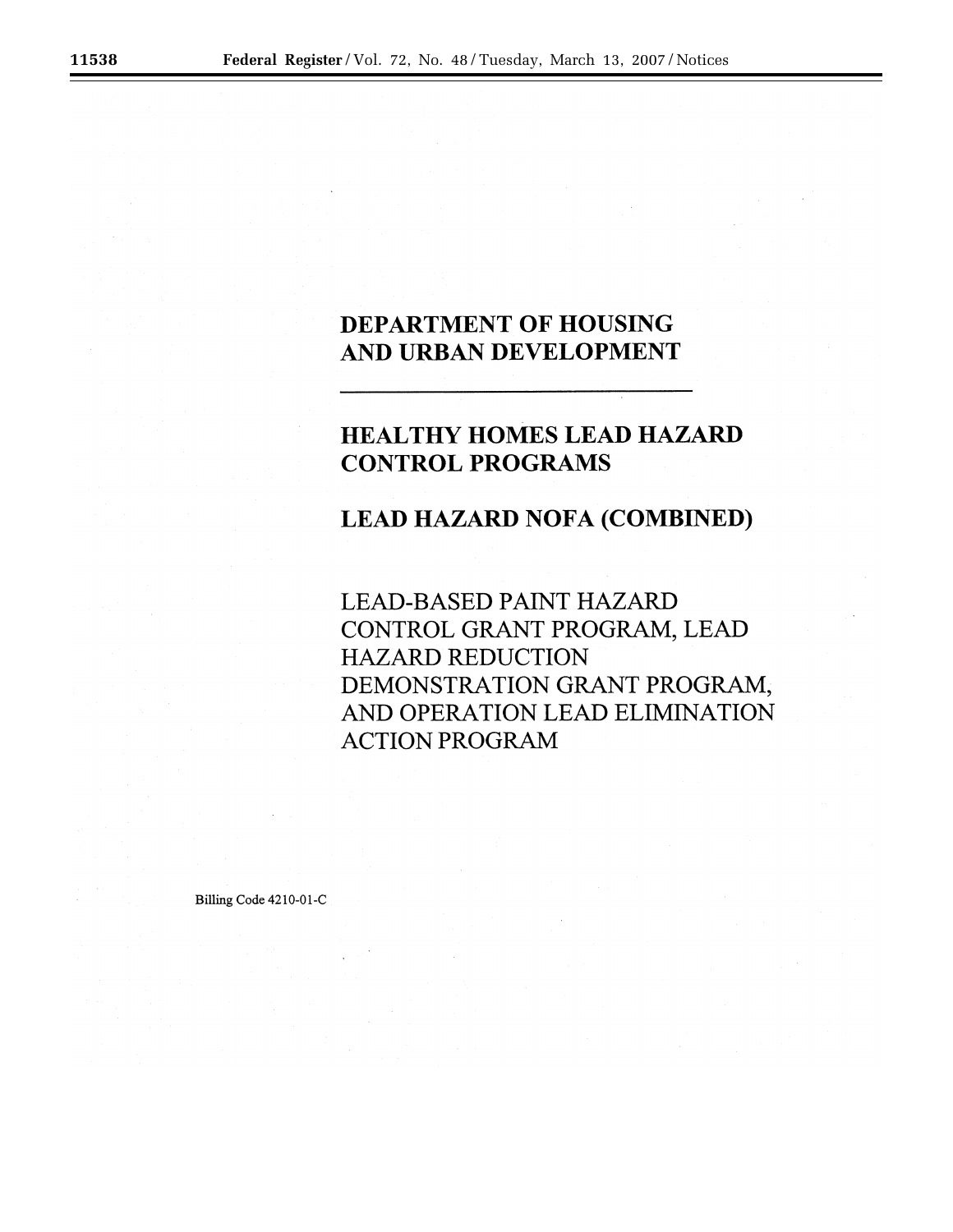# DEPARTMENT OF HOUSING AND URBAN DEVELOPMENT

---

## HEALTHY HOMES LEAD HAZARD CONTROL PROGRAMS

## LEAD HAZARD NOFA (COMBINED)

LEAD-BASED PAINT HAZARD CONTROL GRANT PROGRAM, LEAD HAZARD REDUCTION DEMONSTRATION GRANT PROGRAM, AND OPERATION LEAD ELIMINATION ACTION PROGRAM

Billing Code 4210-01-C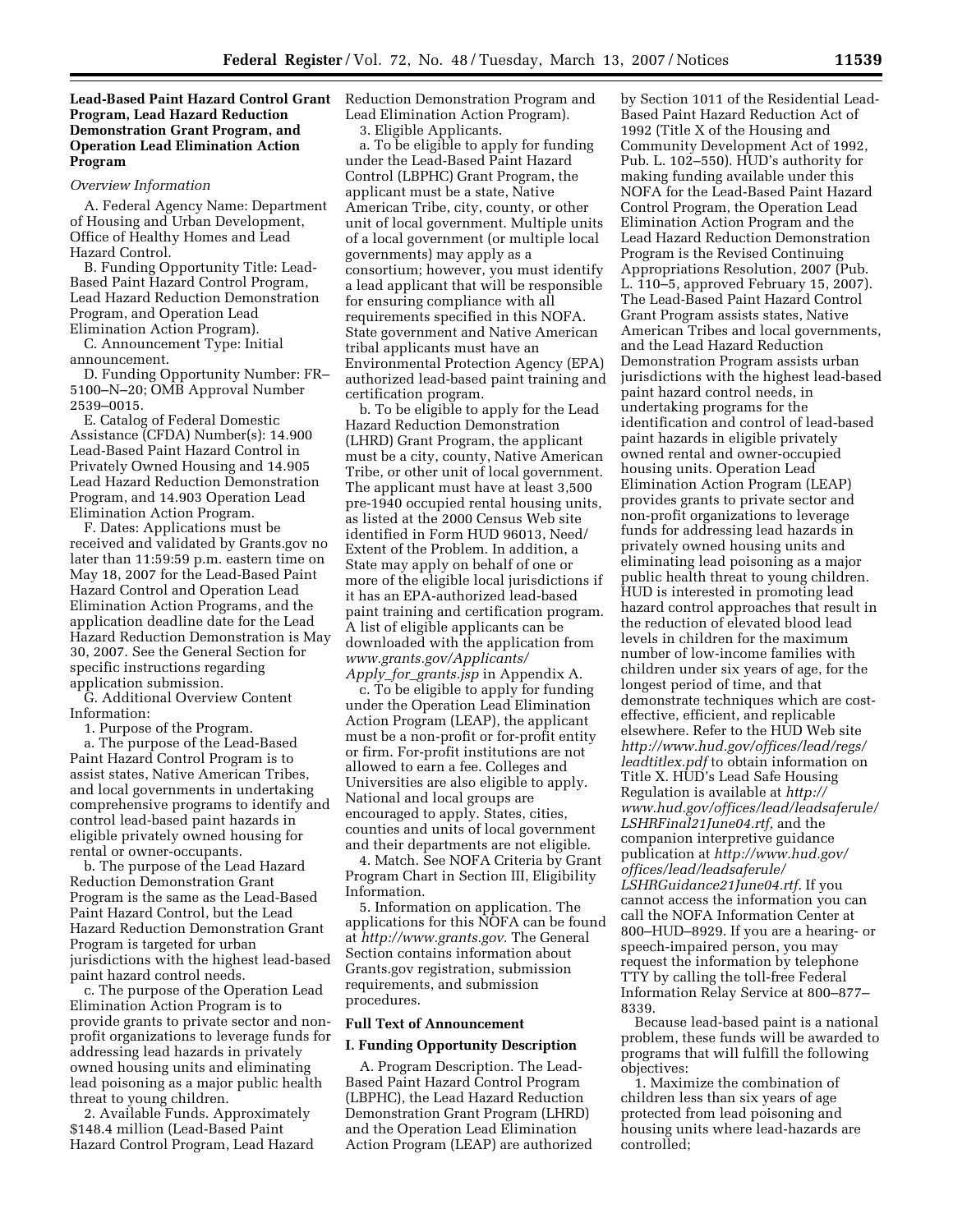## Lead-Based Paint Hazard Control Grant Program, Lead Hazard Reduction Demonstration Grant Program, and Operation Lead Elimination Action Program

*Overview Information*

A. Federal Agency Name: Department of Housing and Urban Development, Office of Healthy Homes and Lead Hazard Control.

B. Funding Opportunity Title: Lead-Based Paint Hazard Control Program, Lead Hazard Reduction Demonstration Program, and Operation Lead Elimination Action Program).

C. Announcement Type: Initial announcement.

D. Funding Opportunity Number: FR–5100–N–20; OMB Approval Number 2539–0015.

E. Catalog of Federal Domestic Assistance (CFDA) Number(s): 14.900 Lead-Based Paint Hazard Control in Privately Owned Housing and 14.905 Lead Hazard Reduction Demonstration Program, and 14.903 Operation Lead Elimination Action Program.

F. Dates: Applications must be received and validated by Grants.gov no later than 11:59:59 p.m. eastern time on May 18, 2007 for the Lead-Based Paint Hazard Control and Operation Lead Elimination Action Programs, and the application deadline date for the Lead Hazard Reduction Demonstration is May 30, 2007. See the General Section for specific instructions regarding application submission.

G. Additional Overview Content Information:

1. Purpose of the Program.

a. The purpose of the Lead-Based Paint Hazard Control Program is to assist states, Native American Tribes, and local governments in undertaking comprehensive programs to identify and control lead-based paint hazards in eligible privately owned housing for rental or owner-occupants.

b. The purpose of the Lead Hazard Reduction Demonstration Grant Program is the same as the Lead-Based Paint Hazard Control, but the Lead Hazard Reduction Demonstration Grant Program is targeted for urban jurisdictions with the highest lead-based paint hazard control needs.

c. The purpose of the Operation Lead Elimination Action Program is to provide grants to private sector and non-profit organizations to leverage funds for addressing lead hazards in privately owned housing units and eliminating lead poisoning as a major public health threat to young children.

2. Available Funds. Approximately $148.4 million (Lead-Based Paint Hazard Control Program, Lead Hazard Reduction Demonstration Program and Lead Elimination Action Program).

3. Eligible Applicants.

a. To be eligible to apply for funding under the Lead-Based Paint Hazard Control (LBPHC) Grant Program, the applicant must be a state, Native American Tribe, city, county, or other unit of local government. Multiple units of a local government (or multiple local governments) may apply as a consortium; however, you must identify a lead applicant that will be responsible for ensuring compliance with all requirements specified in this NOFA. State government and Native American tribal applicants must have an Environmental Protection Agency (EPA) authorized lead-based paint training and certification program.

b. To be eligible to apply for the Lead Hazard Reduction Demonstration (LHRD) Grant Program, the applicant must be a city, county, Native American Tribe, or other unit of local government. The applicant must have at least 3,500 pre-1940 occupied rental housing units, as listed at the 2000 Census Web site identified in Form HUD 96013, Need/Extent of the Problem. In addition, a State may apply on behalf of one or more of the eligible local jurisdictions if it has an EPA-authorized lead-based paint training and certification program. A list of eligible applicants can be downloaded with the application from *www.grants.gov/Applicants/Apply_for_grants.jsp* in Appendix A.

c. To be eligible to apply for funding under the Operation Lead Elimination Action Program (LEAP), the applicant must be a non-profit or for-profit entity or firm. For-profit institutions are not allowed to earn a fee. Colleges and Universities are also eligible to apply. National and local groups are encouraged to apply. States, cities, counties and units of local government and their departments are not eligible.

4. Match. See NOFA Criteria by Grant Program Chart in Section III, Eligibility Information.

5. Information on application. The applications for this NOFA can be found at *http://www.grants.gov*. The General Section contains information about Grants.gov registration, submission requirements, and submission procedures.

### Full Text of Announcement

### I. Funding Opportunity Description

A. Program Description. The Lead-Based Paint Hazard Control Program (LBPHC), the Lead Hazard Reduction Demonstration Grant Program (LHRD) and the Operation Lead Elimination Action Program (LEAP) are authorized by Section 1011 of the Residential Lead-Based Paint Hazard Reduction Act of 1992 (Title X of the Housing and Community Development Act of 1992, Pub. L. 102–550). HUD's authority for making funding available under this NOFA for the Lead-Based Paint Hazard Control Program, the Operation Lead Elimination Action Program and the Lead Hazard Reduction Demonstration Program is the Revised Continuing Appropriations Resolution, 2007 (Pub. L. 110–5, approved February 15, 2007). The Lead-Based Paint Hazard Control Grant Program assists states, Native American Tribes and local governments, and the Lead Hazard Reduction Demonstration Program assists urban jurisdictions with the highest lead-based paint hazard control needs, in undertaking programs for the identification and control of lead-based paint hazards in eligible privately owned rental and owner-occupied housing units. Operation Lead Elimination Action Program (LEAP) provides grants to private sector and non-profit organizations to leverage funds for addressing lead hazards in privately owned housing units and eliminating lead poisoning as a major public health threat to young children. HUD is interested in promoting lead hazard control approaches that result in the reduction of elevated blood lead levels in children for the maximum number of low-income families with children under six years of age, for the longest period of time, and that demonstrate techniques which are cost-effective, efficient, and replicable elsewhere. Refer to the HUD Web site *http://www.hud.gov/offices/lead/regs/leadtitlex.pdf* to obtain information on Title X. HUD's Lead Safe Housing Regulation is available at *http://www.hud.gov/offices/lead/leadsaferule/LSHRFinal21June04.rtf*, and the companion interpretive guidance publication at *http://www.hud.gov/offices/lead/leadsaferule/LSHRGuidance21June04.rtf*. If you cannot access the information you can call the NOFA Information Center at 800–HUD–8929. If you are a hearing- or speech-impaired person, you may request the information by telephone TTY by calling the toll-free Federal Information Relay Service at 800–877–8339.

Because lead-based paint is a national problem, these funds will be awarded to programs that will fulfill the following objectives:

1. Maximize the combination of children less than six years of age protected from lead poisoning and housing units where lead-hazards are controlled;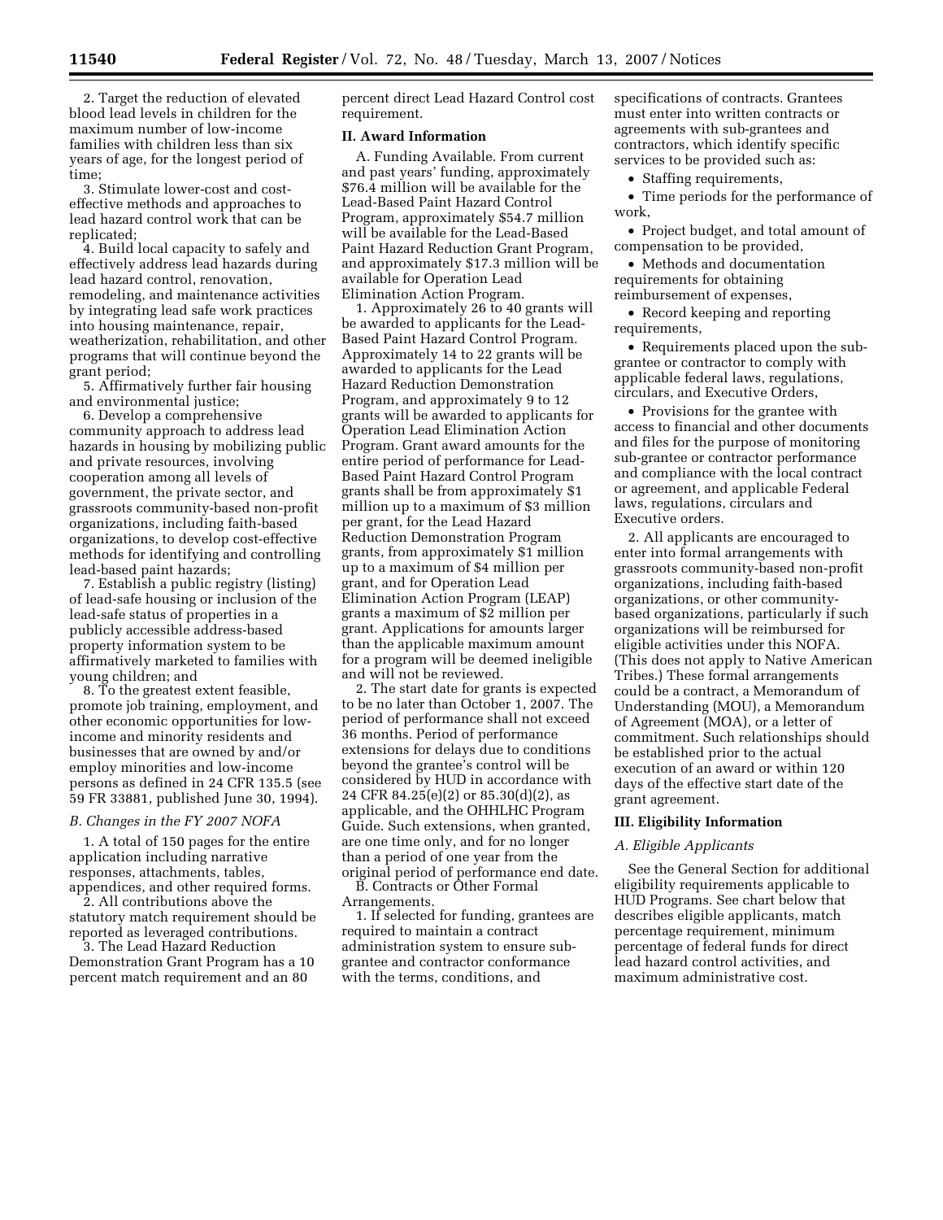2. Target the reduction of elevated blood lead levels in children for the maximum number of low-income families with children less than six years of age, for the longest period of time;

3. Stimulate lower-cost and cost-effective methods and approaches to lead hazard control work that can be replicated;

4. Build local capacity to safely and effectively address lead hazards during lead hazard control, renovation, remodeling, and maintenance activities by integrating lead safe work practices into housing maintenance, repair, weatherization, rehabilitation, and other programs that will continue beyond the grant period;

5. Affirmatively further fair housing and environmental justice;

6. Develop a comprehensive community approach to address lead hazards in housing by mobilizing public and private resources, involving cooperation among all levels of government, the private sector, and grassroots community-based non-profit organizations, including faith-based organizations, to develop cost-effective methods for identifying and controlling lead-based paint hazards;

7. Establish a public registry (listing) of lead-safe housing or inclusion of the lead-safe status of properties in a publicly accessible address-based property information system to be affirmatively marketed to families with young children; and

8. To the greatest extent feasible, promote job training, employment, and other economic opportunities for low-income and minority residents and businesses that are owned by and/or employ minorities and low-income persons as defined in 24 CFR 135.5 (see 59 FR 33881, published June 30, 1994).

### *B. Changes in the FY 2007 NOFA*

1. A total of 150 pages for the entire application including narrative responses, attachments, tables, appendices, and other required forms.

2. All contributions above the statutory match requirement should be reported as leveraged contributions.

3. The Lead Hazard Reduction Demonstration Grant Program has a 10 percent match requirement and an 80 percent direct Lead Hazard Control cost requirement.

## II. Award Information

A. Funding Available. From current and past years' funding, approximately $76.4 million will be available for the Lead-Based Paint Hazard Control Program, approximately $54.7 million will be available for the Lead-Based Paint Hazard Reduction Grant Program, and approximately $17.3 million will be available for Operation Lead Elimination Action Program.

1. Approximately 26 to 40 grants will be awarded to applicants for the Lead-Based Paint Hazard Control Program. Approximately 14 to 22 grants will be awarded to applicants for the Lead Hazard Reduction Demonstration Program, and approximately 9 to 12 grants will be awarded to applicants for Operation Lead Elimination Action Program. Grant award amounts for the entire period of performance for Lead-Based Paint Hazard Control Program grants shall be from approximately $1 million up to a maximum of $3 million per grant, for the Lead Hazard Reduction Demonstration Program grants, from approximately $1 million up to a maximum of $4 million per grant, and for Operation Lead Elimination Action Program (LEAP) grants a maximum of $2 million per grant. Applications for amounts larger than the applicable maximum amount for a program will be deemed ineligible and will not be reviewed.

2. The start date for grants is expected to be no later than October 1, 2007. The period of performance shall not exceed 36 months. Period of performance extensions for delays due to conditions beyond the grantee's control will be considered by HUD in accordance with 24 CFR 84.25(e)(2) or 85.30(d)(2), as applicable, and the OHHLHC Program Guide. Such extensions, when granted, are one time only, and for no longer than a period of one year from the original period of performance end date.

B. Contracts or Other Formal Arrangements.

1. If selected for funding, grantees are required to maintain a contract administration system to ensure sub-grantee and contractor conformance with the terms, conditions, and specifications of contracts. Grantees must enter into written contracts or agreements with sub-grantees and contractors, which identify specific services to be provided such as:

- Staffing requirements,
- Time periods for the performance of work,
- Project budget, and total amount of compensation to be provided,
- Methods and documentation requirements for obtaining reimbursement of expenses,
- Record keeping and reporting requirements,
- Requirements placed upon the sub-grantee or contractor to comply with applicable federal laws, regulations, circulars, and Executive Orders,
- Provisions for the grantee with access to financial and other documents and files for the purpose of monitoring sub-grantee or contractor performance and compliance with the local contract or agreement, and applicable Federal laws, regulations, circulars and Executive orders.

2. All applicants are encouraged to enter into formal arrangements with grassroots community-based non-profit organizations, including faith-based organizations, or other community-based organizations, particularly if such organizations will be reimbursed for eligible activities under this NOFA. (This does not apply to Native American Tribes.) These formal arrangements could be a contract, a Memorandum of Understanding (MOU), a Memorandum of Agreement (MOA), or a letter of commitment. Such relationships should be established prior to the actual execution of an award or within 120 days of the effective start date of the grant agreement.

## III. Eligibility Information

### *A. Eligible Applicants*

See the General Section for additional eligibility requirements applicable to HUD Programs. See chart below that describes eligible applicants, match percentage requirement, minimum percentage of federal funds for direct lead hazard control activities, and maximum administrative cost.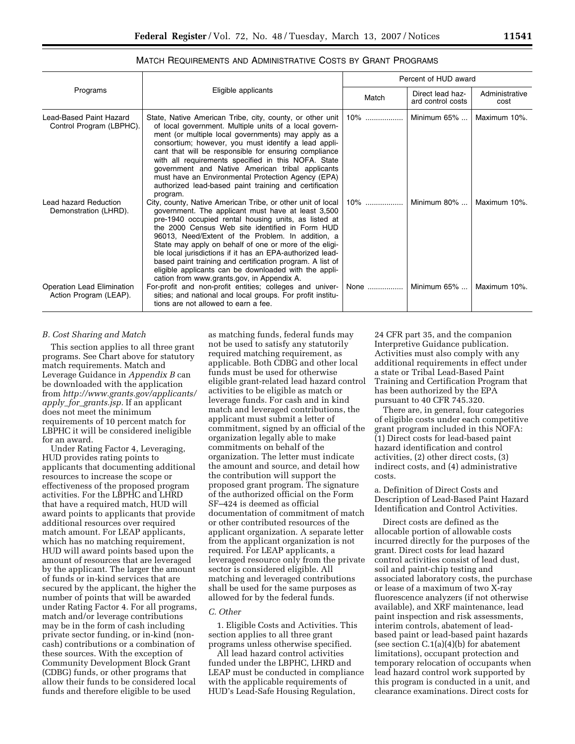MATCH REQUIREMENTS AND ADMINISTRATIVE COSTS BY GRANT PROGRAMS

| Programs | Eligible applicants | Percent of HUD award | | |
|---|---|---|---|---|
| | | Match | Direct lead hazard control costs | Administrative cost |
| Lead-Based Paint Hazard Control Program (LBPHC). | State, Native American Tribe, city, county, or other unit of local government. Multiple units of a local government (or multiple local governments) may apply as a consortium; however, you must identify a lead applicant that will be responsible for ensuring compliance with all requirements specified in this NOFA. State government and Native American tribal applicants must have an Environmental Protection Agency (EPA) authorized lead-based paint training and certification program. | 10% | Minimum 65% | Maximum 10%. |
| Lead hazard Reduction Demonstration (LHRD). | City, county, Native American Tribe, or other unit of local government. The applicant must have at least 3,500 pre-1940 occupied rental housing units, as listed at the 2000 Census Web site identified in Form HUD 96013, Need/Extent of the Problem. In addition, a State may apply on behalf of one or more of the eligible local jurisdictions if it has an EPA-authorized lead-based paint training and certification program. A list of eligible applicants can be downloaded with the application from www.grants.gov, in Appendix A. | 10% | Minimum 80% | Maximum 10%. |
| Operation Lead Elimination Action Program (LEAP). | For-profit and non-profit entities; colleges and universities; and national and local groups. For profit institutions are not allowed to earn a fee. | None | Minimum 65% | Maximum 10%. |

*B. Cost Sharing and Match*

This section applies to all three grant programs. See Chart above for statutory match requirements. Match and Leverage Guidance in *Appendix B* can be downloaded with the application from *http://www.grants.gov/applicants/apply_for_grants.jsp.* If an applicant does not meet the minimum requirements of 10 percent match for LBPHC it will be considered ineligible for an award.

Under Rating Factor 4, Leveraging, HUD provides rating points to applicants that documenting additional resources to increase the scope or effectiveness of the proposed program activities. For the LBPHC and LHRD that have a required match, HUD will award points to applicants that provide additional resources over required match amount. For LEAP applicants, which has no matching requirement, HUD will award points based upon the amount of resources that are leveraged by the applicant. The larger the amount of funds or in-kind services that are secured by the applicant, the higher the number of points that will be awarded under Rating Factor 4. For all programs, match and/or leverage contributions may be in the form of cash including private sector funding, or in-kind (non-cash) contributions or a combination of these sources. With the exception of Community Development Block Grant (CDBG) funds, or other programs that allow their funds to be considered local funds and therefore eligible to be used as matching funds, federal funds may not be used to satisfy any statutorily required matching requirement, as applicable. Both CDBG and other local funds must be used for otherwise eligible grant-related lead hazard control activities to be eligible as match or leverage funds. For cash and in kind match and leveraged contributions, the applicant must submit a letter of commitment, signed by an official of the organization legally able to make commitments on behalf of the organization. The letter must indicate the amount and source, and detail how the contribution will support the proposed grant program. The signature of the authorized official on the Form SF–424 is deemed as official documentation of commitment of match or other contributed resources of the applicant organization. A separate letter from the applicant organization is not required. For LEAP applicants, a leveraged resource only from the private sector is considered eligible. All matching and leveraged contributions shall be used for the same purposes as allowed for by the federal funds.

*C. Other*

1. Eligible Costs and Activities. This section applies to all three grant programs unless otherwise specified.

All lead hazard control activities funded under the LBPHC, LHRD and LEAP must be conducted in compliance with the applicable requirements of HUD's Lead-Safe Housing Regulation, 24 CFR part 35, and the companion Interpretive Guidance publication. Activities must also comply with any additional requirements in effect under a state or Tribal Lead-Based Paint Training and Certification Program that has been authorized by the EPA pursuant to 40 CFR 745.320.

There are, in general, four categories of eligible costs under each competitive grant program included in this NOFA: (1) Direct costs for lead-based paint hazard identification and control activities, (2) other direct costs, (3) indirect costs, and (4) administrative costs.

a. Definition of Direct Costs and Description of Lead-Based Paint Hazard Identification and Control Activities.

Direct costs are defined as the allocable portion of allowable costs incurred directly for the purposes of the grant. Direct costs for lead hazard control activities consist of lead dust, soil and paint-chip testing and associated laboratory costs, the purchase or lease of a maximum of two X-ray fluorescence analyzers (if not otherwise available), and XRF maintenance, lead paint inspection and risk assessments, interim controls, abatement of lead-based paint or lead-based paint hazards (see section C.1(a)(4)(b) for abatement limitations), occupant protection and temporary relocation of occupants when lead hazard control work supported by this program is conducted in a unit, and clearance examinations. Direct costs for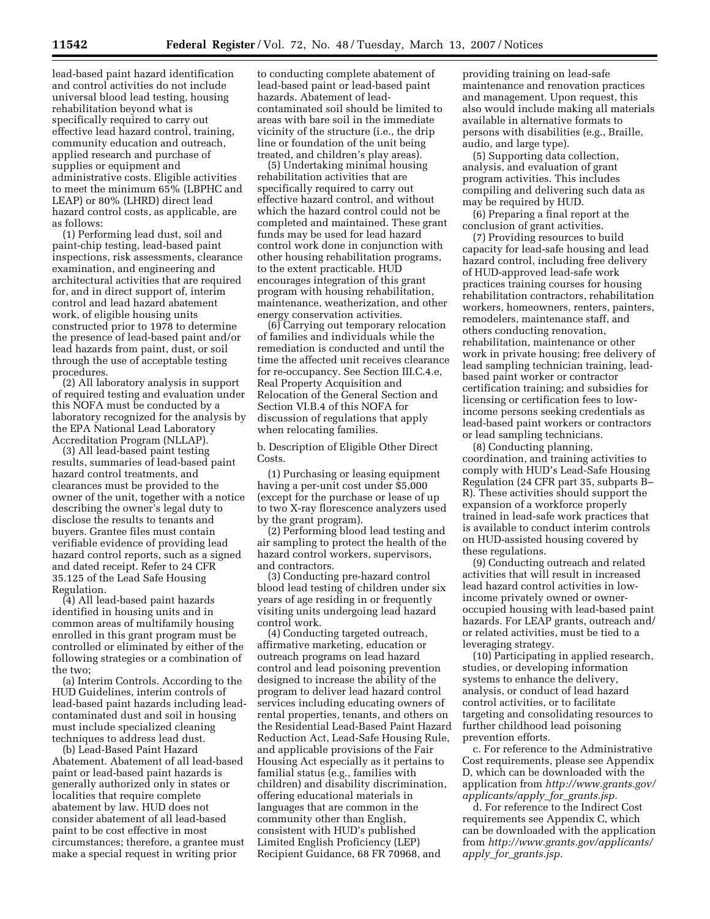lead-based paint hazard identification and control activities do not include universal blood lead testing, housing rehabilitation beyond what is specifically required to carry out effective lead hazard control, training, community education and outreach, applied research and purchase of supplies or equipment and administrative costs. Eligible activities to meet the minimum 65% (LBPHC and LEAP) or 80% (LHRD) direct lead hazard control costs, as applicable, are as follows:

(1) Performing lead dust, soil and paint-chip testing, lead-based paint inspections, risk assessments, clearance examination, and engineering and architectural activities that are required for, and in direct support of, interim control and lead hazard abatement work, of eligible housing units constructed prior to 1978 to determine the presence of lead-based paint and/or lead hazards from paint, dust, or soil through the use of acceptable testing procedures.

(2) All laboratory analysis in support of required testing and evaluation under this NOFA must be conducted by a laboratory recognized for the analysis by the EPA National Lead Laboratory Accreditation Program (NLLAP).

(3) All lead-based paint testing results, summaries of lead-based paint hazard control treatments, and clearances must be provided to the owner of the unit, together with a notice describing the owner's legal duty to disclose the results to tenants and buyers. Grantee files must contain verifiable evidence of providing lead hazard control reports, such as a signed and dated receipt. Refer to 24 CFR 35.125 of the Lead Safe Housing Regulation.

(4) All lead-based paint hazards identified in housing units and in common areas of multifamily housing enrolled in this grant program must be controlled or eliminated by either of the following strategies or a combination of the two;

(a) Interim Controls. According to the HUD Guidelines, interim controls of lead-based paint hazards including lead-contaminated dust and soil in housing must include specialized cleaning techniques to address lead dust.

(b) Lead-Based Paint Hazard Abatement. Abatement of all lead-based paint or lead-based paint hazards is generally authorized only in states or localities that require complete abatement by law. HUD does not consider abatement of all lead-based paint to be cost effective in most circumstances; therefore, a grantee must make a special request in writing prior to conducting complete abatement of lead-based paint or lead-based paint hazards. Abatement of lead-contaminated soil should be limited to areas with bare soil in the immediate vicinity of the structure (i.e., the drip line or foundation of the unit being treated, and children's play areas).

(5) Undertaking minimal housing rehabilitation activities that are specifically required to carry out effective hazard control, and without which the hazard control could not be completed and maintained. These grant funds may be used for lead hazard control work done in conjunction with other housing rehabilitation programs, to the extent practicable. HUD encourages integration of this grant program with housing rehabilitation, maintenance, weatherization, and other energy conservation activities.

(6) Carrying out temporary relocation of families and individuals while the remediation is conducted and until the time the affected unit receives clearance for re-occupancy. See Section III.C.4.e, Real Property Acquisition and Relocation of the General Section and Section VI.B.4 of this NOFA for discussion of regulations that apply when relocating families.

b. Description of Eligible Other Direct Costs.

(1) Purchasing or leasing equipment having a per-unit cost under $5,000 (except for the purchase or lease of up to two X-ray florescence analyzers used by the grant program).

(2) Performing blood lead testing and air sampling to protect the health of the hazard control workers, supervisors, and contractors.

(3) Conducting pre-hazard control blood lead testing of children under six years of age residing in or frequently visiting units undergoing lead hazard control work.

(4) Conducting targeted outreach, affirmative marketing, education or outreach programs on lead hazard control and lead poisoning prevention designed to increase the ability of the program to deliver lead hazard control services including educating owners of rental properties, tenants, and others on the Residential Lead-Based Paint Hazard Reduction Act, Lead-Safe Housing Rule, and applicable provisions of the Fair Housing Act especially as it pertains to familial status (e.g., families with children) and disability discrimination, offering educational materials in languages that are common in the community other than English, consistent with HUD's published Limited English Proficiency (LEP) Recipient Guidance, 68 FR 70968, and providing training on lead-safe maintenance and renovation practices and management. Upon request, this also would include making all materials available in alternative formats to persons with disabilities (e.g., Braille, audio, and large type).

(5) Supporting data collection, analysis, and evaluation of grant program activities. This includes compiling and delivering such data as may be required by HUD.

(6) Preparing a final report at the conclusion of grant activities.

(7) Providing resources to build capacity for lead-safe housing and lead hazard control, including free delivery of HUD-approved lead-safe work practices training courses for housing rehabilitation contractors, rehabilitation workers, homeowners, renters, painters, remodelers, maintenance staff, and others conducting renovation, rehabilitation, maintenance or other work in private housing; free delivery of lead sampling technician training, lead-based paint worker or contractor certification training; and subsidies for licensing or certification fees to low-income persons seeking credentials as lead-based paint workers or contractors or lead sampling technicians.

(8) Conducting planning, coordination, and training activities to comply with HUD's Lead-Safe Housing Regulation (24 CFR part 35, subparts B–R). These activities should support the expansion of a workforce properly trained in lead-safe work practices that is available to conduct interim controls on HUD-assisted housing covered by these regulations.

(9) Conducting outreach and related activities that will result in increased lead hazard control activities in low-income privately owned or owner-occupied housing with lead-based paint hazards. For LEAP grants, outreach and/or related activities, must be tied to a leveraging strategy.

(10) Participating in applied research, studies, or developing information systems to enhance the delivery, analysis, or conduct of lead hazard control activities, or to facilitate targeting and consolidating resources to further childhood lead poisoning prevention efforts.

c. For reference to the Administrative Cost requirements, please see Appendix D, which can be downloaded with the application from *http://www.grants.gov/applicants/apply_for_grants.jsp.*

d. For reference to the Indirect Cost requirements see Appendix C, which can be downloaded with the application from *http://www.grants.gov/applicants/apply_for_grants.jsp.*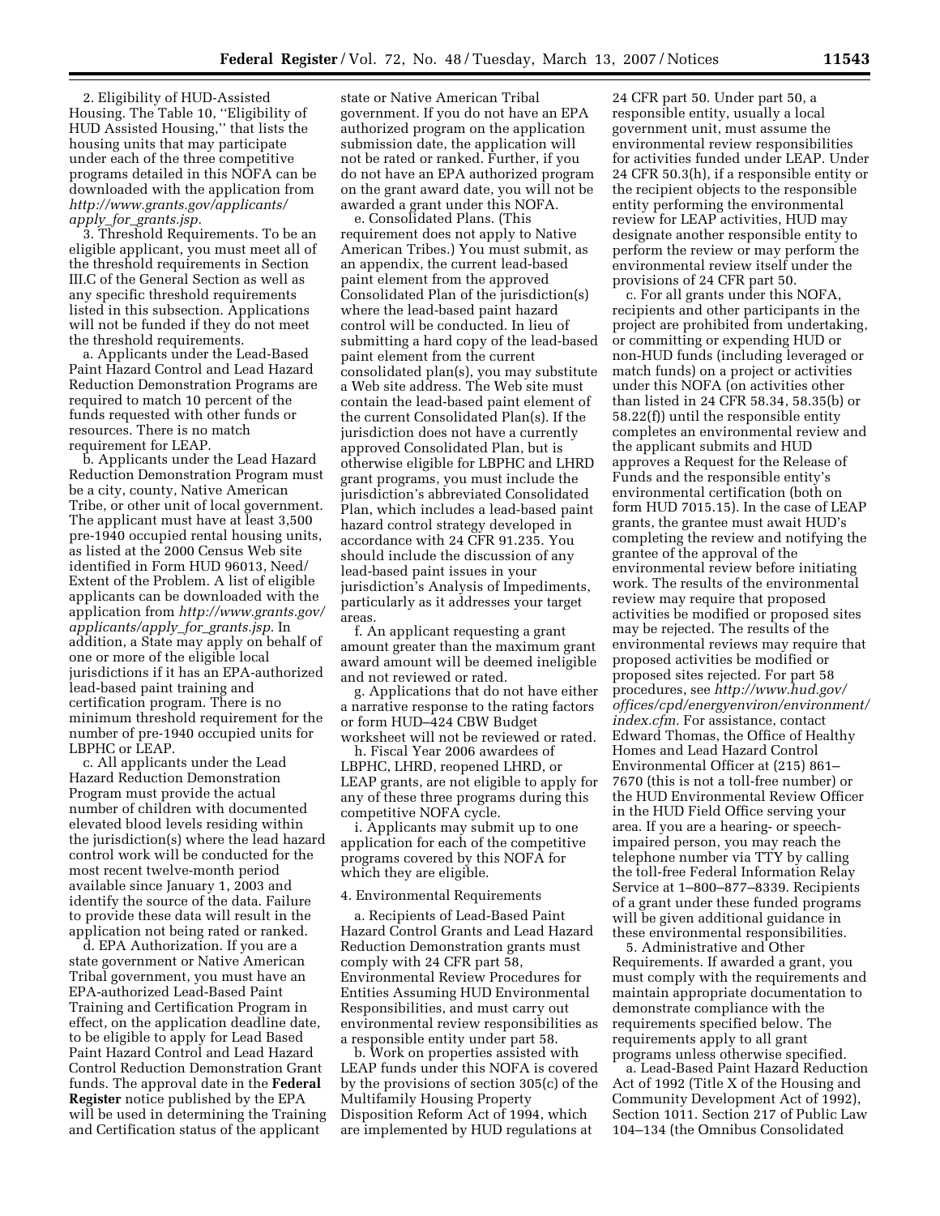2. Eligibility of HUD-Assisted Housing. The Table 10, ''Eligibility of HUD Assisted Housing,'' that lists the housing units that may participate under each of the three competitive programs detailed in this NOFA can be downloaded with the application from *http://www.grants.gov/applicants/apply_for_grants.jsp.*

3. Threshold Requirements. To be an eligible applicant, you must meet all of the threshold requirements in Section III.C of the General Section as well as any specific threshold requirements listed in this subsection. Applications will not be funded if they do not meet the threshold requirements.

a. Applicants under the Lead-Based Paint Hazard Control and Lead Hazard Reduction Demonstration Programs are required to match 10 percent of the funds requested with other funds or resources. There is no match requirement for LEAP.

b. Applicants under the Lead Hazard Reduction Demonstration Program must be a city, county, Native American Tribe, or other unit of local government. The applicant must have at least 3,500 pre-1940 occupied rental housing units, as listed at the 2000 Census Web site identified in Form HUD 96013, Need/Extent of the Problem. A list of eligible applicants can be downloaded with the application from *http://www.grants.gov/applicants/apply_for_grants.jsp.* In addition, a State may apply on behalf of one or more of the eligible local jurisdictions if it has an EPA-authorized lead-based paint training and certification program. There is no minimum threshold requirement for the number of pre-1940 occupied units for LBPHC or LEAP.

c. All applicants under the Lead Hazard Reduction Demonstration Program must provide the actual number of children with documented elevated blood levels residing within the jurisdiction(s) where the lead hazard control work will be conducted for the most recent twelve-month period available since January 1, 2003 and identify the source of the data. Failure to provide these data will result in the application not being rated or ranked.

d. EPA Authorization. If you are a state government or Native American Tribal government, you must have an EPA-authorized Lead-Based Paint Training and Certification Program in effect, on the application deadline date, to be eligible to apply for Lead Based Paint Hazard Control and Lead Hazard Control Reduction Demonstration Grant funds. The approval date in the **Federal Register** notice published by the EPA will be used in determining the Training and Certification status of the applicant state or Native American Tribal government. If you do not have an EPA authorized program on the application submission date, the application will not be rated or ranked. Further, if you do not have an EPA authorized program on the grant award date, you will not be awarded a grant under this NOFA.

e. Consolidated Plans. (This requirement does not apply to Native American Tribes.) You must submit, as an appendix, the current lead-based paint element from the approved Consolidated Plan of the jurisdiction(s) where the lead-based paint hazard control will be conducted. In lieu of submitting a hard copy of the lead-based paint element from the current consolidated plan(s), you may substitute a Web site address. The Web site must contain the lead-based paint element of the current Consolidated Plan(s). If the jurisdiction does not have a currently approved Consolidated Plan, but is otherwise eligible for LBPHC and LHRD grant programs, you must include the jurisdiction's abbreviated Consolidated Plan, which includes a lead-based paint hazard control strategy developed in accordance with 24 CFR 91.235. You should include the discussion of any lead-based paint issues in your jurisdiction's Analysis of Impediments, particularly as it addresses your target areas.

f. An applicant requesting a grant amount greater than the maximum grant award amount will be deemed ineligible and not reviewed or rated.

g. Applications that do not have either a narrative response to the rating factors or form HUD–424 CBW Budget worksheet will not be reviewed or rated.

h. Fiscal Year 2006 awardees of LBPHC, LHRD, reopened LHRD, or LEAP grants, are not eligible to apply for any of these three programs during this competitive NOFA cycle.

i. Applicants may submit up to one application for each of the competitive programs covered by this NOFA for which they are eligible.

4. Environmental Requirements

a. Recipients of Lead-Based Paint Hazard Control Grants and Lead Hazard Reduction Demonstration grants must comply with 24 CFR part 58, Environmental Review Procedures for Entities Assuming HUD Environmental Responsibilities, and must carry out environmental review responsibilities as a responsible entity under part 58.

b. Work on properties assisted with LEAP funds under this NOFA is covered by the provisions of section 305(c) of the Multifamily Housing Property Disposition Reform Act of 1994, which are implemented by HUD regulations at 24 CFR part 50. Under part 50, a responsible entity, usually a local government unit, must assume the environmental review responsibilities for activities funded under LEAP. Under 24 CFR 50.3(h), if a responsible entity or the recipient objects to the responsible entity performing the environmental review for LEAP activities, HUD may designate another responsible entity to perform the review or may perform the environmental review itself under the provisions of 24 CFR part 50.

c. For all grants under this NOFA, recipients and other participants in the project are prohibited from undertaking, or committing or expending HUD or non-HUD funds (including leveraged or match funds) on a project or activities under this NOFA (on activities other than listed in 24 CFR 58.34, 58.35(b) or 58.22(f)) until the responsible entity completes an environmental review and the applicant submits and HUD approves a Request for the Release of Funds and the responsible entity's environmental certification (both on form HUD 7015.15). In the case of LEAP grants, the grantee must await HUD's completing the review and notifying the grantee of the approval of the environmental review before initiating work. The results of the environmental review may require that proposed activities be modified or proposed sites may be rejected. The results of the environmental reviews may require that proposed activities be modified or proposed sites rejected. For part 58 procedures, see *http://www.hud.gov/offices/cpd/energyenviron/environment/index.cfm.* For assistance, contact Edward Thomas, the Office of Healthy Homes and Lead Hazard Control Environmental Officer at (215) 861–7670 (this is not a toll-free number) or the HUD Environmental Review Officer in the HUD Field Office serving your area. If you are a hearing- or speech-impaired person, you may reach the telephone number via TTY by calling the toll-free Federal Information Relay Service at 1–800–877–8339. Recipients of a grant under these funded programs will be given additional guidance in these environmental responsibilities.

5. Administrative and Other Requirements. If awarded a grant, you must comply with the requirements and maintain appropriate documentation to demonstrate compliance with the requirements specified below. The requirements apply to all grant programs unless otherwise specified.

a. Lead-Based Paint Hazard Reduction Act of 1992 (Title X of the Housing and Community Development Act of 1992), Section 1011. Section 217 of Public Law 104–134 (the Omnibus Consolidated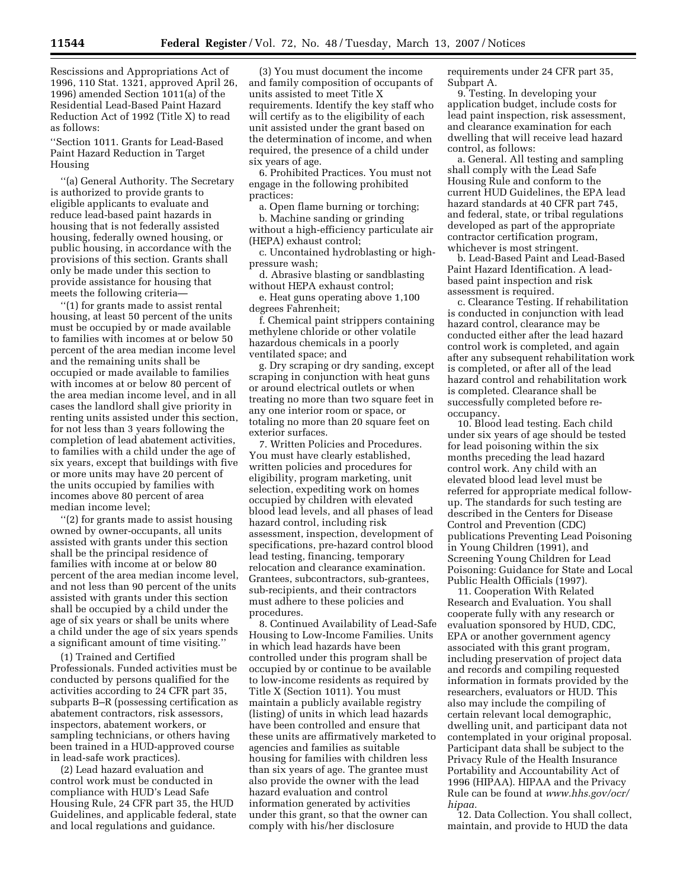Rescissions and Appropriations Act of 1996, 110 Stat. 1321, approved April 26, 1996) amended Section 1011(a) of the Residential Lead-Based Paint Hazard Reduction Act of 1992 (Title X) to read as follows:

''Section 1011. Grants for Lead-Based Paint Hazard Reduction in Target Housing

''(a) General Authority. The Secretary is authorized to provide grants to eligible applicants to evaluate and reduce lead-based paint hazards in housing that is not federally assisted housing, federally owned housing, or public housing, in accordance with the provisions of this section. Grants shall only be made under this section to provide assistance for housing that meets the following criteria—

''(1) for grants made to assist rental housing, at least 50 percent of the units must be occupied by or made available to families with incomes at or below 50 percent of the area median income level and the remaining units shall be occupied or made available to families with incomes at or below 80 percent of the area median income level, and in all cases the landlord shall give priority in renting units assisted under this section, for not less than 3 years following the completion of lead abatement activities, to families with a child under the age of six years, except that buildings with five or more units may have 20 percent of the units occupied by families with incomes above 80 percent of area median income level;

''(2) for grants made to assist housing owned by owner-occupants, all units assisted with grants under this section shall be the principal residence of families with income at or below 80 percent of the area median income level, and not less than 90 percent of the units assisted with grants under this section shall be occupied by a child under the age of six years or shall be units where a child under the age of six years spends a significant amount of time visiting.''

(1) Trained and Certified Professionals. Funded activities must be conducted by persons qualified for the activities according to 24 CFR part 35, subparts B–R (possessing certification as abatement contractors, risk assessors, inspectors, abatement workers, or sampling technicians, or others having been trained in a HUD-approved course in lead-safe work practices).

(2) Lead hazard evaluation and control work must be conducted in compliance with HUD's Lead Safe Housing Rule, 24 CFR part 35, the HUD Guidelines, and applicable federal, state and local regulations and guidance.

(3) You must document the income and family composition of occupants of units assisted to meet Title X requirements. Identify the key staff who will certify as to the eligibility of each unit assisted under the grant based on the determination of income, and when required, the presence of a child under six years of age.

6. Prohibited Practices. You must not engage in the following prohibited practices:

a. Open flame burning or torching;

b. Machine sanding or grinding without a high-efficiency particulate air (HEPA) exhaust control;

c. Uncontained hydroblasting or high-pressure wash;

d. Abrasive blasting or sandblasting without HEPA exhaust control;

e. Heat guns operating above 1,100 degrees Fahrenheit;

f. Chemical paint strippers containing methylene chloride or other volatile hazardous chemicals in a poorly ventilated space; and

g. Dry scraping or dry sanding, except scraping in conjunction with heat guns or around electrical outlets or when treating no more than two square feet in any one interior room or space, or totaling no more than 20 square feet on exterior surfaces.

7. Written Policies and Procedures. You must have clearly established, written policies and procedures for eligibility, program marketing, unit selection, expediting work on homes occupied by children with elevated blood lead levels, and all phases of lead hazard control, including risk assessment, inspection, development of specifications, pre-hazard control blood lead testing, financing, temporary relocation and clearance examination. Grantees, subcontractors, sub-grantees, sub-recipients, and their contractors must adhere to these policies and procedures.

8. Continued Availability of Lead-Safe Housing to Low-Income Families. Units in which lead hazards have been controlled under this program shall be occupied by or continue to be available to low-income residents as required by Title X (Section 1011). You must maintain a publicly available registry (listing) of units in which lead hazards have been controlled and ensure that these units are affirmatively marketed to agencies and families as suitable housing for families with children less than six years of age. The grantee must also provide the owner with the lead hazard evaluation and control information generated by activities under this grant, so that the owner can comply with his/her disclosure requirements under 24 CFR part 35, Subpart A.

9. Testing. In developing your application budget, include costs for lead paint inspection, risk assessment, and clearance examination for each dwelling that will receive lead hazard control, as follows:

a. General. All testing and sampling shall comply with the Lead Safe Housing Rule and conform to the current HUD Guidelines, the EPA lead hazard standards at 40 CFR part 745, and federal, state, or tribal regulations developed as part of the appropriate contractor certification program, whichever is most stringent.

b. Lead-Based Paint and Lead-Based Paint Hazard Identification. A lead-based paint inspection and risk assessment is required.

c. Clearance Testing. If rehabilitation is conducted in conjunction with lead hazard control, clearance may be conducted either after the lead hazard control work is completed, and again after any subsequent rehabilitation work is completed, or after all of the lead hazard control and rehabilitation work is completed. Clearance shall be successfully completed before re-occupancy.

10. Blood lead testing. Each child under six years of age should be tested for lead poisoning within the six months preceding the lead hazard control work. Any child with an elevated blood lead level must be referred for appropriate medical follow-up. The standards for such testing are described in the Centers for Disease Control and Prevention (CDC) publications Preventing Lead Poisoning in Young Children (1991), and Screening Young Children for Lead Poisoning: Guidance for State and Local Public Health Officials (1997).

11. Cooperation With Related Research and Evaluation. You shall cooperate fully with any research or evaluation sponsored by HUD, CDC, EPA or another government agency associated with this grant program, including preservation of project data and records and compiling requested information in formats provided by the researchers, evaluators or HUD. This also may include the compiling of certain relevant local demographic, dwelling unit, and participant data not contemplated in your original proposal. Participant data shall be subject to the Privacy Rule of the Health Insurance Portability and Accountability Act of 1996 (HIPAA). HIPAA and the Privacy Rule can be found at *www.hhs.gov/ocr/hipaa*.

12. Data Collection. You shall collect, maintain, and provide to HUD the data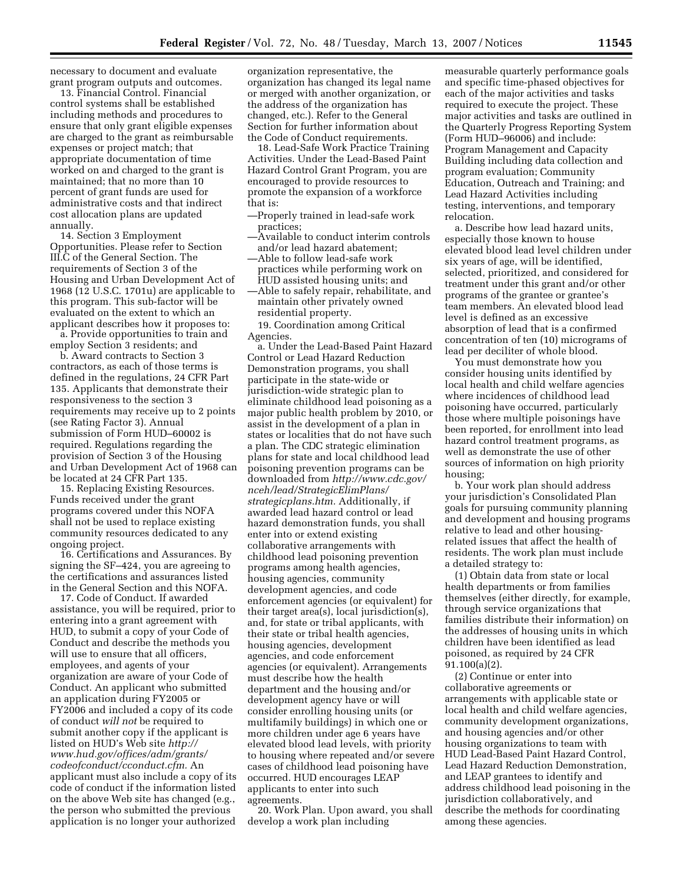necessary to document and evaluate grant program outputs and outcomes.

13. Financial Control. Financial control systems shall be established including methods and procedures to ensure that only grant eligible expenses are charged to the grant as reimbursable expenses or project match; that appropriate documentation of time worked on and charged to the grant is maintained; that no more than 10 percent of grant funds are used for administrative costs and that indirect cost allocation plans are updated annually.

14. Section 3 Employment Opportunities. Please refer to Section III.C of the General Section. The requirements of Section 3 of the Housing and Urban Development Act of 1968 (12 U.S.C. 1701u) are applicable to this program. This sub-factor will be evaluated on the extent to which an applicant describes how it proposes to:

a. Provide opportunities to train and employ Section 3 residents; and

b. Award contracts to Section 3 contractors, as each of those terms is defined in the regulations, 24 CFR Part 135. Applicants that demonstrate their responsiveness to the section 3 requirements may receive up to 2 points (see Rating Factor 3). Annual submission of Form HUD–60002 is required. Regulations regarding the provision of Section 3 of the Housing and Urban Development Act of 1968 can be located at 24 CFR Part 135.

15. Replacing Existing Resources. Funds received under the grant programs covered under this NOFA shall not be used to replace existing community resources dedicated to any ongoing project.

16. Certifications and Assurances. By signing the SF–424, you are agreeing to the certifications and assurances listed in the General Section and this NOFA.

17. Code of Conduct. If awarded assistance, you will be required, prior to entering into a grant agreement with HUD, to submit a copy of your Code of Conduct and describe the methods you will use to ensure that all officers, employees, and agents of your organization are aware of your Code of Conduct. An applicant who submitted an application during FY2005 or FY2006 and included a copy of its code of conduct *will not* be required to submit another copy if the applicant is listed on HUD's Web site *http://www.hud.gov/offices/adm/grants/codeofconduct/cconduct.cfm.* An applicant must also include a copy of its code of conduct if the information listed on the above Web site has changed (e.g., the person who submitted the previous application is no longer your authorized organization representative, the organization has changed its legal name or merged with another organization, or the address of the organization has changed, etc.). Refer to the General Section for further information about the Code of Conduct requirements.

18. Lead-Safe Work Practice Training Activities. Under the Lead-Based Paint Hazard Control Grant Program, you are encouraged to provide resources to promote the expansion of a workforce that is:

—Properly trained in lead-safe work practices;
—Available to conduct interim controls and/or lead hazard abatement;
—Able to follow lead-safe work practices while performing work on HUD assisted housing units; and
—Able to safely repair, rehabilitate, and maintain other privately owned residential property.

19. Coordination among Critical Agencies.

a. Under the Lead-Based Paint Hazard Control or Lead Hazard Reduction Demonstration programs, you shall participate in the state-wide or jurisdiction-wide strategic plan to eliminate childhood lead poisoning as a major public health problem by 2010, or assist in the development of a plan in states or localities that do not have such a plan. The CDC strategic elimination plans for state and local childhood lead poisoning prevention programs can be downloaded from *http://www.cdc.gov/nceh/lead/StrategicElimPlans/strategicplans.htm.* Additionally, if awarded lead hazard control or lead hazard demonstration funds, you shall enter into or extend existing collaborative arrangements with childhood lead poisoning prevention programs among health agencies, housing agencies, community development agencies, and code enforcement agencies (or equivalent) for their target area(s), local jurisdiction(s), and, for state or tribal applicants, with their state or tribal health agencies, housing agencies, development agencies, and code enforcement agencies (or equivalent). Arrangements must describe how the health department and the housing and/or development agency have or will consider enrolling housing units (or multifamily buildings) in which one or more children under age 6 years have elevated blood lead levels, with priority to housing where repeated and/or severe cases of childhood lead poisoning have occurred. HUD encourages LEAP applicants to enter into such agreements.

20. Work Plan. Upon award, you shall develop a work plan including measurable quarterly performance goals and specific time-phased objectives for each of the major activities and tasks required to execute the project. These major activities and tasks are outlined in the Quarterly Progress Reporting System (Form HUD–96006) and include: Program Management and Capacity Building including data collection and program evaluation; Community Education, Outreach and Training; and Lead Hazard Activities including testing, interventions, and temporary relocation.

a. Describe how lead hazard units, especially those known to house elevated blood lead level children under six years of age, will be identified, selected, prioritized, and considered for treatment under this grant and/or other programs of the grantee or grantee's team members. An elevated blood lead level is defined as an excessive absorption of lead that is a confirmed concentration of ten (10) micrograms of lead per deciliter of whole blood.

You must demonstrate how you consider housing units identified by local health and child welfare agencies where incidences of childhood lead poisoning have occurred, particularly those where multiple poisonings have been reported, for enrollment into lead hazard control treatment programs, as well as demonstrate the use of other sources of information on high priority housing;

b. Your work plan should address your jurisdiction's Consolidated Plan goals for pursuing community planning and development and housing programs relative to lead and other housing-related issues that affect the health of residents. The work plan must include a detailed strategy to:

(1) Obtain data from state or local health departments or from families themselves (either directly, for example, through service organizations that families distribute their information) on the addresses of housing units in which children have been identified as lead poisoned, as required by 24 CFR 91.100(a)(2).

(2) Continue or enter into collaborative agreements or arrangements with applicable state or local health and child welfare agencies, community development organizations, and housing agencies and/or other housing organizations to team with HUD Lead-Based Paint Hazard Control, Lead Hazard Reduction Demonstration, and LEAP grantees to identify and address childhood lead poisoning in the jurisdiction collaboratively, and describe the methods for coordinating among these agencies.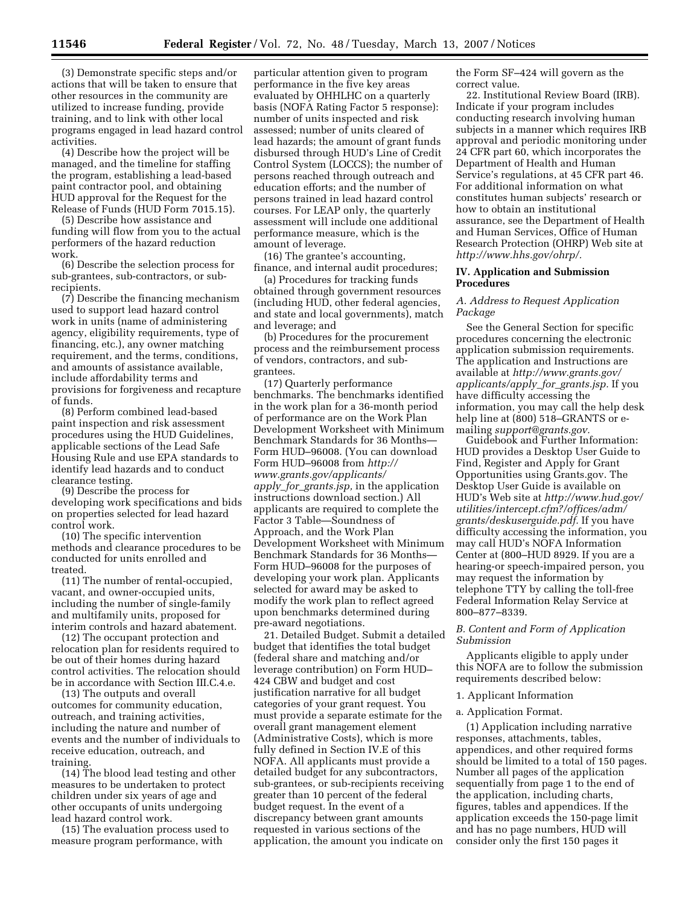(3) Demonstrate specific steps and/or actions that will be taken to ensure that other resources in the community are utilized to increase funding, provide training, and to link with other local programs engaged in lead hazard control activities.

(4) Describe how the project will be managed, and the timeline for staffing the program, establishing a lead-based paint contractor pool, and obtaining HUD approval for the Request for the Release of Funds (HUD Form 7015.15).

(5) Describe how assistance and funding will flow from you to the actual performers of the hazard reduction work.

(6) Describe the selection process for sub-grantees, sub-contractors, or sub-recipients.

(7) Describe the financing mechanism used to support lead hazard control work in units (name of administering agency, eligibility requirements, type of financing, etc.), any owner matching requirement, and the terms, conditions, and amounts of assistance available, include affordability terms and provisions for forgiveness and recapture of funds.

(8) Perform combined lead-based paint inspection and risk assessment procedures using the HUD Guidelines, applicable sections of the Lead Safe Housing Rule and use EPA standards to identify lead hazards and to conduct clearance testing.

(9) Describe the process for developing work specifications and bids on properties selected for lead hazard control work.

(10) The specific intervention methods and clearance procedures to be conducted for units enrolled and treated.

(11) The number of rental-occupied, vacant, and owner-occupied units, including the number of single-family and multifamily units, proposed for interim controls and hazard abatement.

(12) The occupant protection and relocation plan for residents required to be out of their homes during hazard control activities. The relocation should be in accordance with Section III.C.4.e.

(13) The outputs and overall outcomes for community education, outreach, and training activities, including the nature and number of events and the number of individuals to receive education, outreach, and training.

(14) The blood lead testing and other measures to be undertaken to protect children under six years of age and other occupants of units undergoing lead hazard control work.

(15) The evaluation process used to measure program performance, with particular attention given to program performance in the five key areas evaluated by OHHLHC on a quarterly basis (NOFA Rating Factor 5 response): number of units inspected and risk assessed; number of units cleared of lead hazards; the amount of grant funds disbursed through HUD's Line of Credit Control System (LOCCS); the number of persons reached through outreach and education efforts; and the number of persons trained in lead hazard control courses. For LEAP only, the quarterly assessment will include one additional performance measure, which is the amount of leverage.

(16) The grantee's accounting, finance, and internal audit procedures;

(a) Procedures for tracking funds obtained through government resources (including HUD, other federal agencies, and state and local governments), match and leverage; and

(b) Procedures for the procurement process and the reimbursement process of vendors, contractors, and sub-grantees.

(17) Quarterly performance benchmarks. The benchmarks identified in the work plan for a 36-month period of performance are on the Work Plan Development Worksheet with Minimum Benchmark Standards for 36 Months—Form HUD–96008. (You can download Form HUD–96008 from *http://www.grants.gov/applicants/apply_for_grants.jsp,* in the application instructions download section.) All applicants are required to complete the Factor 3 Table—Soundness of Approach, and the Work Plan Development Worksheet with Minimum Benchmark Standards for 36 Months—Form HUD–96008 for the purposes of developing your work plan. Applicants selected for award may be asked to modify the work plan to reflect agreed upon benchmarks determined during pre-award negotiations.

21. Detailed Budget. Submit a detailed budget that identifies the total budget (federal share and matching and/or leverage contribution) on Form HUD–424 CBW and budget and cost justification narrative for all budget categories of your grant request. You must provide a separate estimate for the overall grant management element (Administrative Costs), which is more fully defined in Section IV.E of this NOFA. All applicants must provide a detailed budget for any subcontractors, sub-grantees, or sub-recipients receiving greater than 10 percent of the federal budget request. In the event of a discrepancy between grant amounts requested in various sections of the application, the amount you indicate on the Form SF–424 will govern as the correct value.

22. Institutional Review Board (IRB). Indicate if your program includes conducting research involving human subjects in a manner which requires IRB approval and periodic monitoring under 24 CFR part 60, which incorporates the Department of Health and Human Service's regulations, at 45 CFR part 46. For additional information on what constitutes human subjects' research or how to obtain an institutional assurance, see the Department of Health and Human Services, Office of Human Research Protection (OHRP) Web site at *http://www.hhs.gov/ohrp/.*

## IV. Application and Submission Procedures

### *A. Address to Request Application Package*

See the General Section for specific procedures concerning the electronic application submission requirements. The application and Instructions are available at *http://www.grants.gov/applicants/apply_for_grants.jsp.* If you have difficulty accessing the information, you may call the help desk help line at (800) 518–GRANTS or e-mailing *support@grants.gov.*

Guidebook and Further Information: HUD provides a Desktop User Guide to Find, Register and Apply for Grant Opportunities using Grants.gov. The Desktop User Guide is available on HUD's Web site at *http://www.hud.gov/utilities/intercept.cfm?/offices/adm/grants/deskuserguide.pdf.* If you have difficulty accessing the information, you may call HUD's NOFA Information Center at (800–HUD 8929. If you are a hearing-or speech-impaired person, you may request the information by telephone TTY by calling the toll-free Federal Information Relay Service at 800–877–8339.

### *B. Content and Form of Application Submission*

Applicants eligible to apply under this NOFA are to follow the submission requirements described below:

1. Applicant Information

a. Application Format.

(1) Application including narrative responses, attachments, tables, appendices, and other required forms should be limited to a total of 150 pages. Number all pages of the application sequentially from page 1 to the end of the application, including charts, figures, tables and appendices. If the application exceeds the 150-page limit and has no page numbers, HUD will consider only the first 150 pages it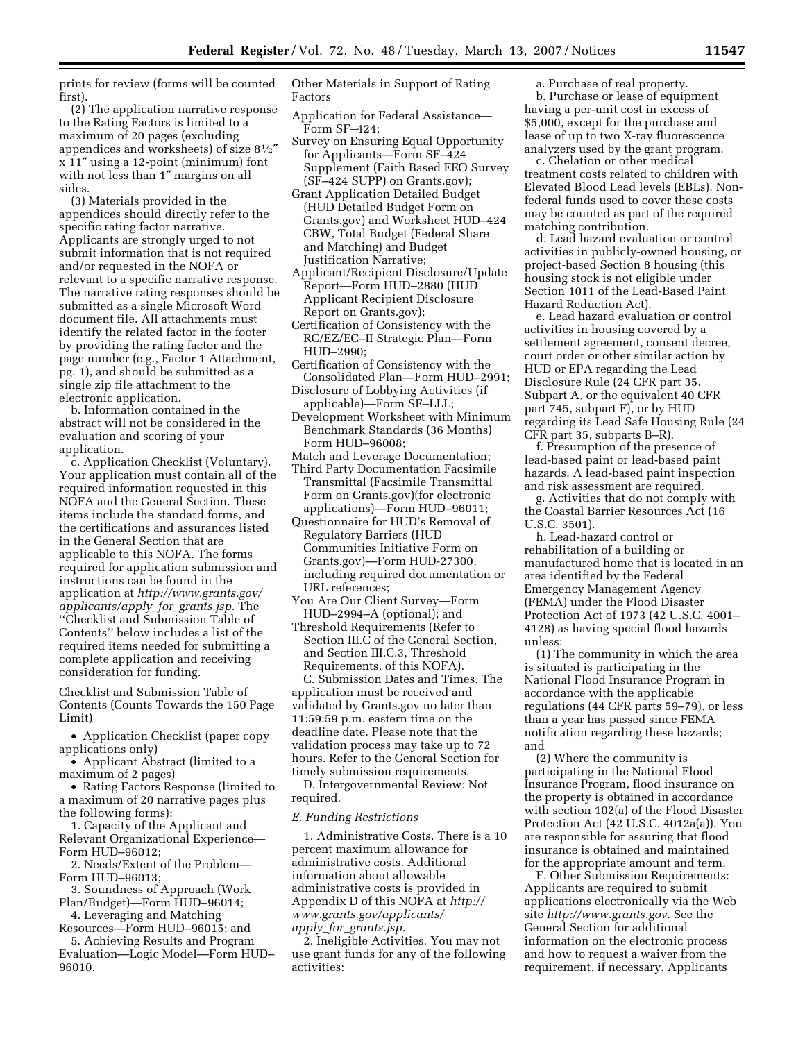prints for review (forms will be counted first).

(2) The application narrative response to the Rating Factors is limited to a maximum of 20 pages (excluding appendices and worksheets) of size 8½″ x 11″ using a 12-point (minimum) font with not less than 1″ margins on all sides.

(3) Materials provided in the appendices should directly refer to the specific rating factor narrative. Applicants are strongly urged to not submit information that is not required and/or requested in the NOFA or relevant to a specific narrative response. The narrative rating responses should be submitted as a single Microsoft Word document file. All attachments must identify the related factor in the footer by providing the rating factor and the page number (e.g., Factor 1 Attachment, pg. 1), and should be submitted as a single zip file attachment to the electronic application.

b. Information contained in the abstract will not be considered in the evaluation and scoring of your application.

c. Application Checklist (Voluntary). Your application must contain all of the required information requested in this NOFA and the General Section. These items include the standard forms, and the certifications and assurances listed in the General Section that are applicable to this NOFA. The forms required for application submission and instructions can be found in the application at *http://www.grants.gov/applicants/apply_for_grants.jsp.* The ''Checklist and Submission Table of Contents'' below includes a list of the required items needed for submitting a complete application and receiving consideration for funding.

Checklist and Submission Table of Contents (Counts Towards the 150 Page Limit)

- Application Checklist (paper copy applications only)
- Applicant Abstract (limited to a maximum of 2 pages)
- Rating Factors Response (limited to a maximum of 20 narrative pages plus the following forms):

1. Capacity of the Applicant and Relevant Organizational Experience—Form HUD–96012;
2. Needs/Extent of the Problem—Form HUD–96013;
3. Soundness of Approach (Work Plan/Budget)—Form HUD–96014;
4. Leveraging and Matching Resources—Form HUD–96015; and
5. Achieving Results and Program Evaluation—Logic Model—Form HUD–96010.

Other Materials in Support of Rating Factors

Application for Federal Assistance—Form SF–424;

Survey on Ensuring Equal Opportunity for Applicants—Form SF–424 Supplement (Faith Based EEO Survey (SF–424 SUPP) on Grants.gov);

Grant Application Detailed Budget (HUD Detailed Budget Form on Grants.gov) and Worksheet HUD–424 CBW, Total Budget (Federal Share and Matching) and Budget Justification Narrative;

Applicant/Recipient Disclosure/Update Report—Form HUD–2880 (HUD Applicant Recipient Disclosure Report on Grants.gov);

Certification of Consistency with the RC/EZ/EC–II Strategic Plan—Form HUD–2990;

Certification of Consistency with the Consolidated Plan—Form HUD–2991;

Disclosure of Lobbying Activities (if applicable)—Form SF–LLL;

Development Worksheet with Minimum Benchmark Standards (36 Months) Form HUD–96008;

Match and Leverage Documentation;

Third Party Documentation Facsimile Transmittal (Facsimile Transmittal Form on Grants.gov)(for electronic applications)—Form HUD–96011;

Questionnaire for HUD's Removal of Regulatory Barriers (HUD Communities Initiative Form on Grants.gov)—Form HUD-27300, including required documentation or URL references;

You Are Our Client Survey—Form HUD–2994–A (optional); and

Threshold Requirements (Refer to Section III.C of the General Section, and Section III.C.3, Threshold Requirements, of this NOFA).

C. Submission Dates and Times. The application must be received and validated by Grants.gov no later than 11:59:59 p.m. eastern time on the deadline date. Please note that the validation process may take up to 72 hours. Refer to the General Section for timely submission requirements.

D. Intergovernmental Review: Not required.

*E. Funding Restrictions*

1. Administrative Costs. There is a 10 percent maximum allowance for administrative costs. Additional information about allowable administrative costs is provided in Appendix D of this NOFA at *http://www.grants.gov/applicants/apply_for_grants.jsp.*

2. Ineligible Activities. You may not use grant funds for any of the following activities:

a. Purchase of real property.

b. Purchase or lease of equipment having a per-unit cost in excess of $5,000, except for the purchase and lease of up to two X-ray fluorescence analyzers used by the grant program.

c. Chelation or other medical treatment costs related to children with Elevated Blood Lead levels (EBLs). Non-federal funds used to cover these costs may be counted as part of the required matching contribution.

d. Lead hazard evaluation or control activities in publicly-owned housing, or project-based Section 8 housing (this housing stock is not eligible under Section 1011 of the Lead-Based Paint Hazard Reduction Act).

e. Lead hazard evaluation or control activities in housing covered by a settlement agreement, consent decree, court order or other similar action by HUD or EPA regarding the Lead Disclosure Rule (24 CFR part 35, Subpart A, or the equivalent 40 CFR part 745, subpart F), or by HUD regarding its Lead Safe Housing Rule (24 CFR part 35, subparts B–R).

f. Presumption of the presence of lead-based paint or lead-based paint hazards. A lead-based paint inspection and risk assessment are required.

g. Activities that do not comply with the Coastal Barrier Resources Act (16 U.S.C. 3501).

h. Lead-hazard control or rehabilitation of a building or manufactured home that is located in an area identified by the Federal Emergency Management Agency (FEMA) under the Flood Disaster Protection Act of 1973 (42 U.S.C. 4001–4128) as having special flood hazards unless:

(1) The community in which the area is situated is participating in the National Flood Insurance Program in accordance with the applicable regulations (44 CFR parts 59–79), or less than a year has passed since FEMA notification regarding these hazards; and

(2) Where the community is participating in the National Flood Insurance Program, flood insurance on the property is obtained in accordance with section 102(a) of the Flood Disaster Protection Act (42 U.S.C. 4012a(a)). You are responsible for assuring that flood insurance is obtained and maintained for the appropriate amount and term.

F. Other Submission Requirements: Applicants are required to submit applications electronically via the Web site *http://www.grants.gov.* See the General Section for additional information on the electronic process and how to request a waiver from the requirement, if necessary. Applicants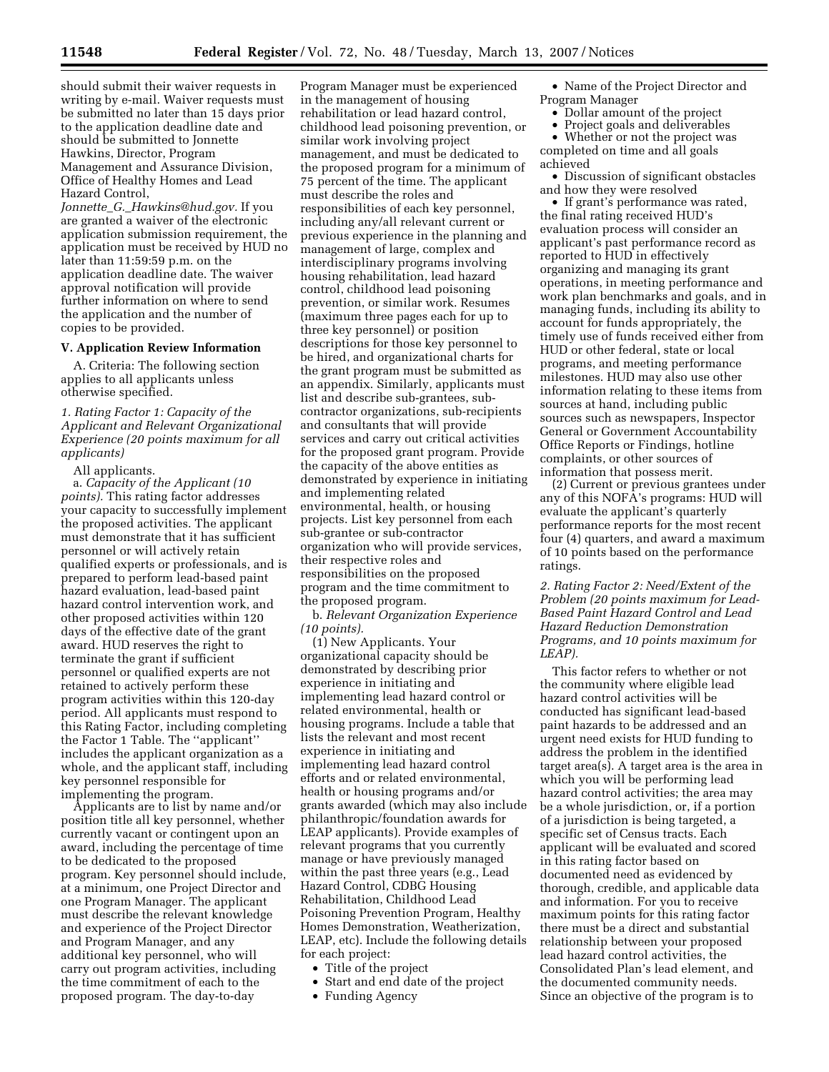should submit their waiver requests in writing by e-mail. Waiver requests must be submitted no later than 15 days prior to the application deadline date and should be submitted to Jonnette Hawkins, Director, Program Management and Assurance Division, Office of Healthy Homes and Lead Hazard Control, *Jonnette_G._Hawkins@hud.gov*. If you are granted a waiver of the electronic application submission requirement, the application must be received by HUD no later than 11:59:59 p.m. on the application deadline date. The waiver approval notification will provide further information on where to send the application and the number of copies to be provided.

## V. Application Review Information

A. Criteria: The following section applies to all applicants unless otherwise specified.

*1. Rating Factor 1: Capacity of the Applicant and Relevant Organizational Experience (20 points maximum for all applicants)*

All applicants.

a. *Capacity of the Applicant (10 points).* This rating factor addresses your capacity to successfully implement the proposed activities. The applicant must demonstrate that it has sufficient personnel or will actively retain qualified experts or professionals, and is prepared to perform lead-based paint hazard evaluation, lead-based paint hazard control intervention work, and other proposed activities within 120 days of the effective date of the grant award. HUD reserves the right to terminate the grant if sufficient personnel or qualified experts are not retained to actively perform these program activities within this 120-day period. All applicants must respond to this Rating Factor, including completing the Factor 1 Table. The ''applicant'' includes the applicant organization as a whole, and the applicant staff, including key personnel responsible for implementing the program.

Applicants are to list by name and/or position title all key personnel, whether currently vacant or contingent upon an award, including the percentage of time to be dedicated to the proposed program. Key personnel should include, at a minimum, one Project Director and one Program Manager. The applicant must describe the relevant knowledge and experience of the Project Director and Program Manager, and any additional key personnel, who will carry out program activities, including the time commitment of each to the proposed program. The day-to-day Program Manager must be experienced in the management of housing rehabilitation or lead hazard control, childhood lead poisoning prevention, or similar work involving project management, and must be dedicated to the proposed program for a minimum of 75 percent of the time. The applicant must describe the roles and responsibilities of each key personnel, including any/all relevant current or previous experience in the planning and management of large, complex and interdisciplinary programs involving housing rehabilitation, lead hazard control, childhood lead poisoning prevention, or similar work. Resumes (maximum three pages each for up to three key personnel) or position descriptions for those key personnel to be hired, and organizational charts for the grant program must be submitted as an appendix. Similarly, applicants must list and describe sub-grantees, sub-contractor organizations, sub-recipients and consultants that will provide services and carry out critical activities for the proposed grant program. Provide the capacity of the above entities as demonstrated by experience in initiating and implementing related environmental, health, or housing projects. List key personnel from each sub-grantee or sub-contractor organization who will provide services, their respective roles and responsibilities on the proposed program and the time commitment to the proposed program.

b. *Relevant Organization Experience (10 points).*

(1) New Applicants. Your organizational capacity should be demonstrated by describing prior experience in initiating and implementing lead hazard control or related environmental, health or housing programs. Include a table that lists the relevant and most recent experience in initiating and implementing lead hazard control efforts and or related environmental, health or housing programs and/or grants awarded (which may also include philanthropic/foundation awards for LEAP applicants). Provide examples of relevant programs that you currently manage or have previously managed within the past three years (e.g., Lead Hazard Control, CDBG Housing Rehabilitation, Childhood Lead Poisoning Prevention Program, Healthy Homes Demonstration, Weatherization, LEAP, etc). Include the following details for each project:

- Title of the project
- Start and end date of the project
- Funding Agency
- Name of the Project Director and Program Manager
- Dollar amount of the project
- Project goals and deliverables
- Whether or not the project was completed on time and all goals achieved
- Discussion of significant obstacles and how they were resolved
- If grant's performance was rated, the final rating received HUD's evaluation process will consider an applicant's past performance record as reported to HUD in effectively organizing and managing its grant operations, in meeting performance and work plan benchmarks and goals, and in managing funds, including its ability to account for funds appropriately, the timely use of funds received either from HUD or other federal, state or local programs, and meeting performance milestones. HUD may also use other information relating to these items from sources at hand, including public sources such as newspapers, Inspector General or Government Accountability Office Reports or Findings, hotline complaints, or other sources of information that possess merit.

(2) Current or previous grantees under any of this NOFA's programs: HUD will evaluate the applicant's quarterly performance reports for the most recent four (4) quarters, and award a maximum of 10 points based on the performance ratings.

*2. Rating Factor 2: Need/Extent of the Problem (20 points maximum for Lead-Based Paint Hazard Control and Lead Hazard Reduction Demonstration Programs, and 10 points maximum for LEAP).*

This factor refers to whether or not the community where eligible lead hazard control activities will be conducted has significant lead-based paint hazards to be addressed and an urgent need exists for HUD funding to address the problem in the identified target area(s). A target area is the area in which you will be performing lead hazard control activities; the area may be a whole jurisdiction, or, if a portion of a jurisdiction is being targeted, a specific set of Census tracts. Each applicant will be evaluated and scored in this rating factor based on documented need as evidenced by thorough, credible, and applicable data and information. For you to receive maximum points for this rating factor there must be a direct and substantial relationship between your proposed lead hazard control activities, the Consolidated Plan's lead element, and the documented community needs. Since an objective of the program is to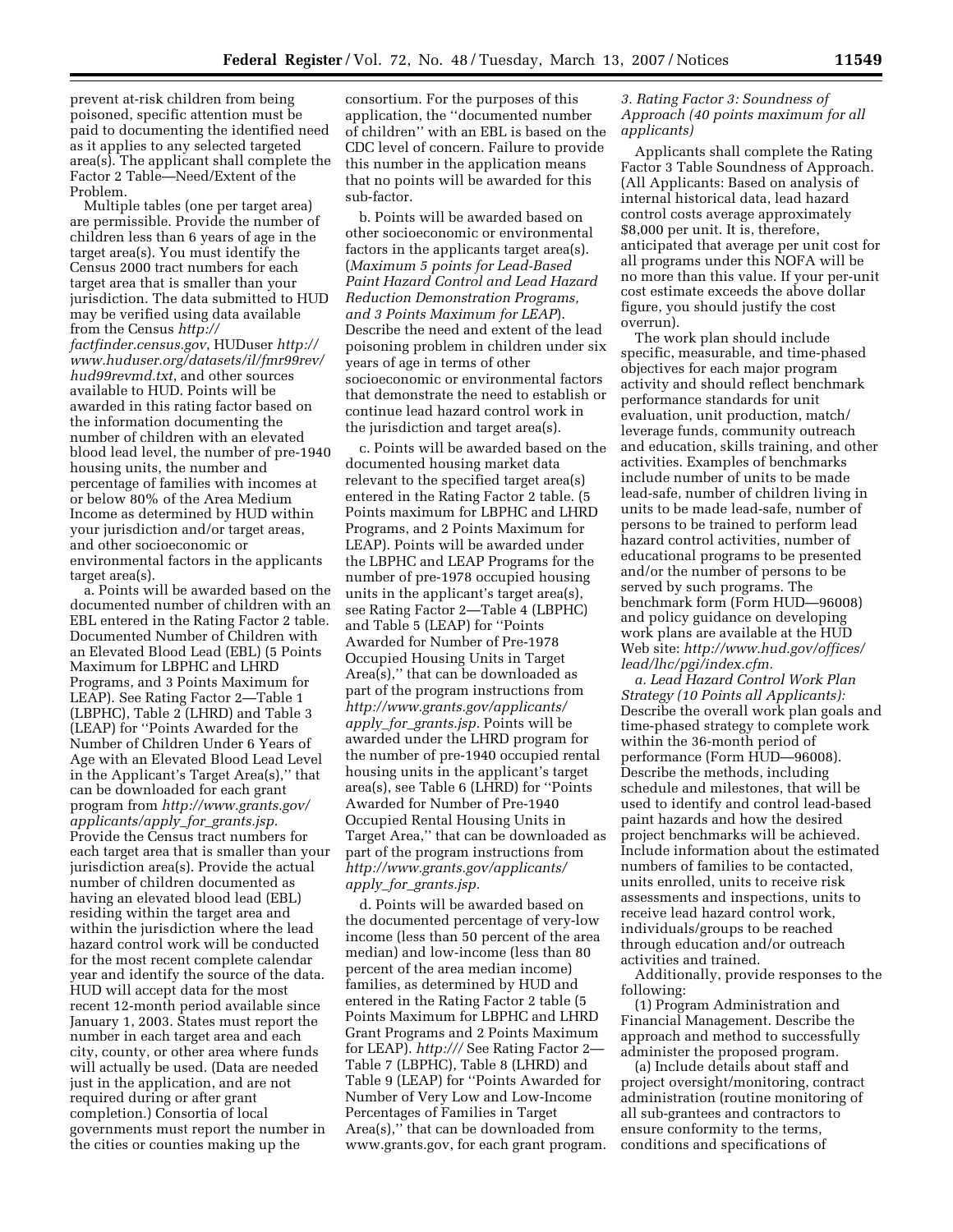prevent at-risk children from being poisoned, specific attention must be paid to documenting the identified need as it applies to any selected targeted area(s). The applicant shall complete the Factor 2 Table—Need/Extent of the Problem.

Multiple tables (one per target area) are permissible. Provide the number of children less than 6 years of age in the target area(s). You must identify the Census 2000 tract numbers for each target area that is smaller than your jurisdiction. The data submitted to HUD may be verified using data available from the Census *http://factfinder.census.gov*, HUDuser *http://www.huduser.org/datasets/il/fmr99rev/hud99revmd.txt*, and other sources available to HUD. Points will be awarded in this rating factor based on the information documenting the number of children with an elevated blood lead level, the number of pre-1940 housing units, the number and percentage of families with incomes at or below 80% of the Area Medium Income as determined by HUD within your jurisdiction and/or target areas, and other socioeconomic or environmental factors in the applicants target area(s).

a. Points will be awarded based on the documented number of children with an EBL entered in the Rating Factor 2 table. Documented Number of Children with an Elevated Blood Lead (EBL) (5 Points Maximum for LBPHC and LHRD Programs, and 3 Points Maximum for LEAP). See Rating Factor 2—Table 1 (LBPHC), Table 2 (LHRD) and Table 3 (LEAP) for "Points Awarded for the Number of Children Under 6 Years of Age with an Elevated Blood Lead Level in the Applicant's Target Area(s)," that can be downloaded for each grant program from *http://www.grants.gov/applicants/apply_for_grants.jsp.* Provide the Census tract numbers for each target area that is smaller than your jurisdiction area(s). Provide the actual number of children documented as having an elevated blood lead (EBL) residing within the target area and within the jurisdiction where the lead hazard control work will be conducted for the most recent complete calendar year and identify the source of the data. HUD will accept data for the most recent 12-month period available since January 1, 2003. States must report the number in each target area and each city, county, or other area where funds will actually be used. (Data are needed just in the application, and are not required during or after grant completion.) Consortia of local governments must report the number in the cities or counties making up the consortium. For the purposes of this application, the "documented number of children" with an EBL is based on the CDC level of concern. Failure to provide this number in the application means that no points will be awarded for this sub-factor.

b. Points will be awarded based on other socioeconomic or environmental factors in the applicants target area(s). (*Maximum 5 points for Lead-Based Paint Hazard Control and Lead Hazard Reduction Demonstration Programs, and 3 Points Maximum for LEAP*). Describe the need and extent of the lead poisoning problem in children under six years of age in terms of other socioeconomic or environmental factors that demonstrate the need to establish or continue lead hazard control work in the jurisdiction and target area(s).

c. Points will be awarded based on the documented housing market data relevant to the specified target area(s) entered in the Rating Factor 2 table. (5 Points maximum for LBPHC and LHRD Programs, and 2 Points Maximum for LEAP). Points will be awarded under the LBPHC and LEAP Programs for the number of pre-1978 occupied housing units in the applicant's target area(s), see Rating Factor 2—Table 4 (LBPHC) and Table 5 (LEAP) for "Points Awarded for Number of Pre-1978 Occupied Housing Units in Target Area(s)," that can be downloaded as part of the program instructions from *http://www.grants.gov/applicants/apply_for_grants.jsp.* Points will be awarded under the LHRD program for the number of pre-1940 occupied rental housing units in the applicant's target area(s), see Table 6 (LHRD) for "Points Awarded for Number of Pre-1940 Occupied Rental Housing Units in Target Area," that can be downloaded as part of the program instructions from *http://www.grants.gov/applicants/apply_for_grants.jsp.*

d. Points will be awarded based on the documented percentage of very-low income (less than 50 percent of the area median) and low-income (less than 80 percent of the area median income) families, as determined by HUD and entered in the Rating Factor 2 table (5 Points Maximum for LBPHC and LHRD Grant Programs and 2 Points Maximum for LEAP). *http:///* See Rating Factor 2—Table 7 (LBPHC), Table 8 (LHRD) and Table 9 (LEAP) for "Points Awarded for Number of Very Low and Low-Income Percentages of Families in Target Area(s)," that can be downloaded from www.grants.gov, for each grant program.

*3. Rating Factor 3: Soundness of Approach (40 points maximum for all applicants)*

Applicants shall complete the Rating Factor 3 Table Soundness of Approach. (All Applicants: Based on analysis of internal historical data, lead hazard control costs average approximately $8,000 per unit. It is, therefore, anticipated that average per unit cost for all programs under this NOFA will be no more than this value. If your per-unit cost estimate exceeds the above dollar figure, you should justify the cost overrun).

The work plan should include specific, measurable, and time-phased objectives for each major program activity and should reflect benchmark performance standards for unit evaluation, unit production, match/leverage funds, community outreach and education, skills training, and other activities. Examples of benchmarks include number of units to be made lead-safe, number of children living in units to be made lead-safe, number of persons to be trained to perform lead hazard control activities, number of educational programs to be presented and/or the number of persons to be served by such programs. The benchmark form (Form HUD—96008) and policy guidance on developing work plans are available at the HUD Web site: *http://www.hud.gov/offices/lead/lhc/pgi/index.cfm.*

*a. Lead Hazard Control Work Plan Strategy (10 Points all Applicants):* Describe the overall work plan goals and time-phased strategy to complete work within the 36-month period of performance (Form HUD—96008). Describe the methods, including schedule and milestones, that will be used to identify and control lead-based paint hazards and how the desired project benchmarks will be achieved. Include information about the estimated numbers of families to be contacted, units enrolled, units to receive risk assessments and inspections, units to receive lead hazard control work, individuals/groups to be reached through education and/or outreach activities and trained.

Additionally, provide responses to the following:

(1) Program Administration and Financial Management. Describe the approach and method to successfully administer the proposed program.

(a) Include details about staff and project oversight/monitoring, contract administration (routine monitoring of all sub-grantees and contractors to ensure conformity to the terms, conditions and specifications of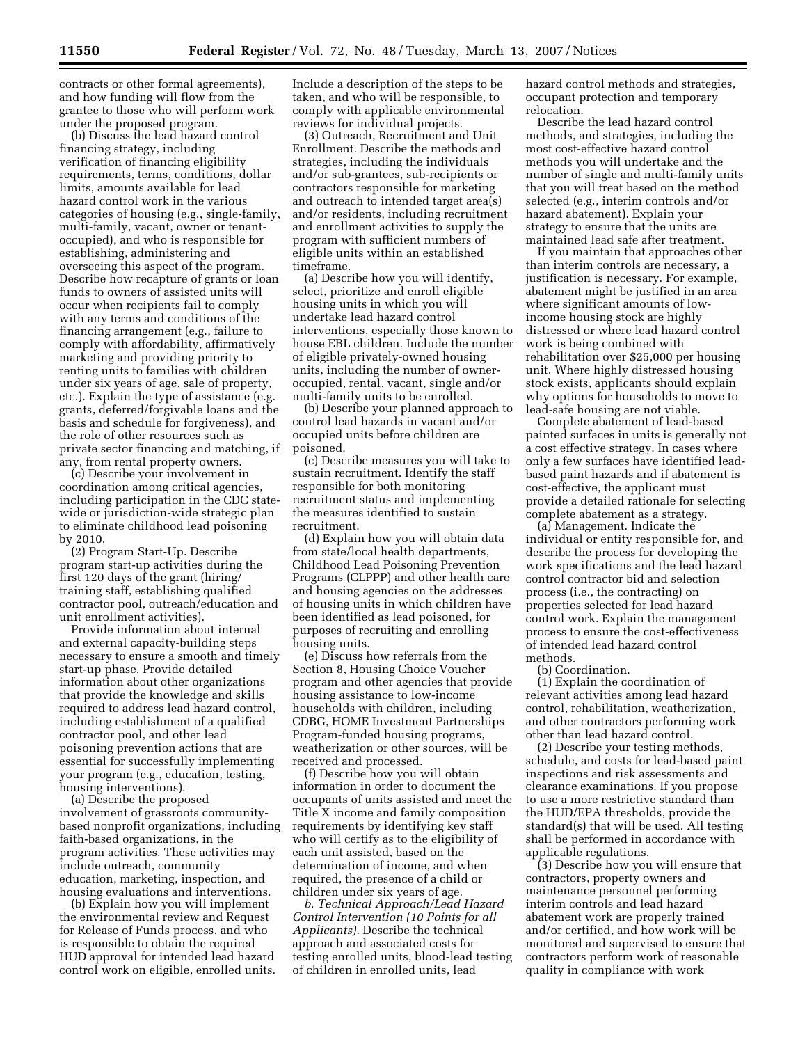contracts or other formal agreements), and how funding will flow from the grantee to those who will perform work under the proposed program.

(b) Discuss the lead hazard control financing strategy, including verification of financing eligibility requirements, terms, conditions, dollar limits, amounts available for lead hazard control work in the various categories of housing (e.g., single-family, multi-family, vacant, owner or tenant-occupied), and who is responsible for establishing, administering and overseeing this aspect of the program. Describe how recapture of grants or loan funds to owners of assisted units will occur when recipients fail to comply with any terms and conditions of the financing arrangement (e.g., failure to comply with affordability, affirmatively marketing and providing priority to renting units to families with children under six years of age, sale of property, etc.). Explain the type of assistance (e.g. grants, deferred/forgivable loans and the basis and schedule for forgiveness), and the role of other resources such as private sector financing and matching, if any, from rental property owners.

(c) Describe your involvement in coordination among critical agencies, including participation in the CDC state-wide or jurisdiction-wide strategic plan to eliminate childhood lead poisoning by 2010.

(2) Program Start-Up. Describe program start-up activities during the first 120 days of the grant (hiring/training staff, establishing qualified contractor pool, outreach/education and unit enrollment activities).

Provide information about internal and external capacity-building steps necessary to ensure a smooth and timely start-up phase. Provide detailed information about other organizations that provide the knowledge and skills required to address lead hazard control, including establishment of a qualified contractor pool, and other lead poisoning prevention actions that are essential for successfully implementing your program (e.g., education, testing, housing interventions).

(a) Describe the proposed involvement of grassroots community-based nonprofit organizations, including faith-based organizations, in the program activities. These activities may include outreach, community education, marketing, inspection, and housing evaluations and interventions.

(b) Explain how you will implement the environmental review and Request for Release of Funds process, and who is responsible to obtain the required HUD approval for intended lead hazard control work on eligible, enrolled units. Include a description of the steps to be taken, and who will be responsible, to comply with applicable environmental reviews for individual projects.

(3) Outreach, Recruitment and Unit Enrollment. Describe the methods and strategies, including the individuals and/or sub-grantees, sub-recipients or contractors responsible for marketing and outreach to intended target area(s) and/or residents, including recruitment and enrollment activities to supply the program with sufficient numbers of eligible units within an established timeframe.

(a) Describe how you will identify, select, prioritize and enroll eligible housing units in which you will undertake lead hazard control interventions, especially those known to house EBL children. Include the number of eligible privately-owned housing units, including the number of owner-occupied, rental, vacant, single and/or multi-family units to be enrolled.

(b) Describe your planned approach to control lead hazards in vacant and/or occupied units before children are poisoned.

(c) Describe measures you will take to sustain recruitment. Identify the staff responsible for both monitoring recruitment status and implementing the measures identified to sustain recruitment.

(d) Explain how you will obtain data from state/local health departments, Childhood Lead Poisoning Prevention Programs (CLPPP) and other health care and housing agencies on the addresses of housing units in which children have been identified as lead poisoned, for purposes of recruiting and enrolling housing units.

(e) Discuss how referrals from the Section 8, Housing Choice Voucher program and other agencies that provide housing assistance to low-income households with children, including CDBG, HOME Investment Partnerships Program-funded housing programs, weatherization or other sources, will be received and processed.

(f) Describe how you will obtain information in order to document the occupants of units assisted and meet the Title X income and family composition requirements by identifying key staff who will certify as to the eligibility of each unit assisted, based on the determination of income, and when required, the presence of a child or children under six years of age.

*b. Technical Approach/Lead Hazard Control Intervention (10 Points for all Applicants).* Describe the technical approach and associated costs for testing enrolled units, blood-lead testing of children in enrolled units, lead hazard control methods and strategies, occupant protection and temporary relocation.

Describe the lead hazard control methods, and strategies, including the most cost-effective hazard control methods you will undertake and the number of single and multi-family units that you will treat based on the method selected (e.g., interim controls and/or hazard abatement). Explain your strategy to ensure that the units are maintained lead safe after treatment.

If you maintain that approaches other than interim controls are necessary, a justification is necessary. For example, abatement might be justified in an area where significant amounts of low-income housing stock are highly distressed or where lead hazard control work is being combined with rehabilitation over $25,000 per housing unit. Where highly distressed housing stock exists, applicants should explain why options for households to move to lead-safe housing are not viable.

Complete abatement of lead-based painted surfaces in units is generally not a cost effective strategy. In cases where only a few surfaces have identified lead-based paint hazards and if abatement is cost-effective, the applicant must provide a detailed rationale for selecting complete abatement as a strategy.

(a) Management. Indicate the individual or entity responsible for, and describe the process for developing the work specifications and the lead hazard control contractor bid and selection process (i.e., the contracting) on properties selected for lead hazard control work. Explain the management process to ensure the cost-effectiveness of intended lead hazard control methods.

(b) Coordination.

(1) Explain the coordination of relevant activities among lead hazard control, rehabilitation, weatherization, and other contractors performing work other than lead hazard control.

(2) Describe your testing methods, schedule, and costs for lead-based paint inspections and risk assessments and clearance examinations. If you propose to use a more restrictive standard than the HUD/EPA thresholds, provide the standard(s) that will be used. All testing shall be performed in accordance with applicable regulations.

(3) Describe how you will ensure that contractors, property owners and maintenance personnel performing interim controls and lead hazard abatement work are properly trained and/or certified, and how work will be monitored and supervised to ensure that contractors perform work of reasonable quality in compliance with work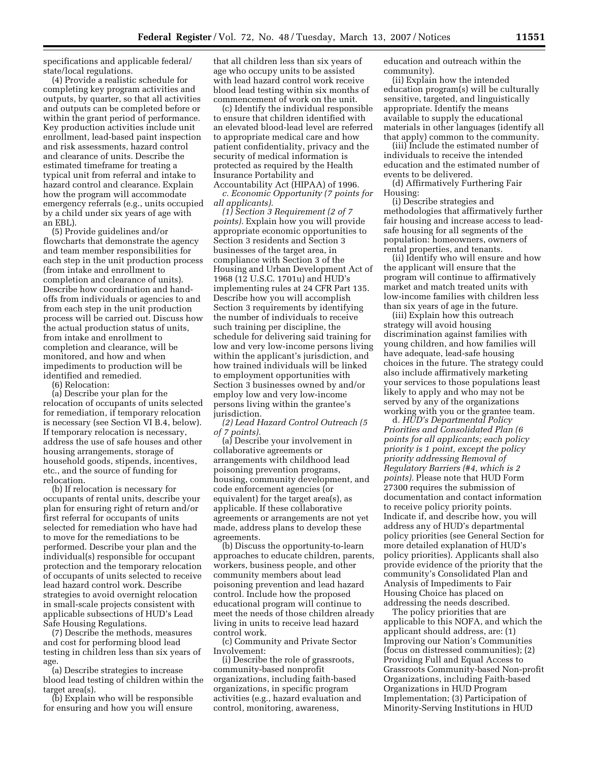specifications and applicable federal/state/local regulations.

(4) Provide a realistic schedule for completing key program activities and outputs, by quarter, so that all activities and outputs can be completed before or within the grant period of performance. Key production activities include unit enrollment, lead-based paint inspection and risk assessments, hazard control and clearance of units. Describe the estimated timeframe for treating a typical unit from referral and intake to hazard control and clearance. Explain how the program will accommodate emergency referrals (e.g., units occupied by a child under six years of age with an EBL).

(5) Provide guidelines and/or flowcharts that demonstrate the agency and team member responsibilities for each step in the unit production process (from intake and enrollment to completion and clearance of units). Describe how coordination and hand-offs from individuals or agencies to and from each step in the unit production process will be carried out. Discuss how the actual production status of units, from intake and enrollment to completion and clearance, will be monitored, and how and when impediments to production will be identified and remedied.

(6) Relocation:

(a) Describe your plan for the relocation of occupants of units selected for remediation, if temporary relocation is necessary (see Section VI B.4, below). If temporary relocation is necessary, address the use of safe houses and other housing arrangements, storage of household goods, stipends, incentives, etc., and the source of funding for relocation.

(b) If relocation is necessary for occupants of rental units, describe your plan for ensuring right of return and/or first referral for occupants of units selected for remediation who have had to move for the remediations to be performed. Describe your plan and the individual(s) responsible for occupant protection and the temporary relocation of occupants of units selected to receive lead hazard control work. Describe strategies to avoid overnight relocation in small-scale projects consistent with applicable subsections of HUD's Lead Safe Housing Regulations.

(7) Describe the methods, measures and cost for performing blood lead testing in children less than six years of age.

(a) Describe strategies to increase blood lead testing of children within the target area(s).

(b) Explain who will be responsible for ensuring and how you will ensure that all children less than six years of age who occupy units to be assisted with lead hazard control work receive blood lead testing within six months of commencement of work on the unit.

(c) Identify the individual responsible to ensure that children identified with an elevated blood-lead level are referred to appropriate medical care and how patient confidentiality, privacy and the security of medical information is protected as required by the Health Insurance Portability and Accountability Act (HIPAA) of 1996.

*c. Economic Opportunity (7 points for all applicants).*

*(1) Section 3 Requirement (2 of 7 points).* Explain how you will provide appropriate economic opportunities to Section 3 residents and Section 3 businesses of the target area, in compliance with Section 3 of the Housing and Urban Development Act of 1968 (12 U.S.C. 1701u) and HUD's implementing rules at 24 CFR Part 135. Describe how you will accomplish Section 3 requirements by identifying the number of individuals to receive such training per discipline, the schedule for delivering said training for low and very low-income persons living within the applicant's jurisdiction, and how trained individuals will be linked to employment opportunities with Section 3 businesses owned by and/or employ low and very low-income persons living within the grantee's jurisdiction.

*(2) Lead Hazard Control Outreach (5 of 7 points).*

(a) Describe your involvement in collaborative agreements or arrangements with childhood lead poisoning prevention programs, housing, community development, and code enforcement agencies (or equivalent) for the target area(s), as applicable. If these collaborative agreements or arrangements are not yet made, address plans to develop these agreements.

(b) Discuss the opportunity-to-learn approaches to educate children, parents, workers, business people, and other community members about lead poisoning prevention and lead hazard control. Include how the proposed educational program will continue to meet the needs of those children already living in units to receive lead hazard control work.

(c) Community and Private Sector Involvement:

(i) Describe the role of grassroots, community-based nonprofit organizations, including faith-based organizations, in specific program activities (e.g., hazard evaluation and control, monitoring, awareness, education and outreach within the community).

(ii) Explain how the intended education program(s) will be culturally sensitive, targeted, and linguistically appropriate. Identify the means available to supply the educational materials in other languages (identify all that apply) common to the community.

(iii) Include the estimated number of individuals to receive the intended education and the estimated number of events to be delivered.

(d) Affirmatively Furthering Fair Housing:

(i) Describe strategies and methodologies that affirmatively further fair housing and increase access to lead-safe housing for all segments of the population: homeowners, owners of rental properties, and tenants.

(ii) Identify who will ensure and how the applicant will ensure that the program will continue to affirmatively market and match treated units with low-income families with children less than six years of age in the future.

(iii) Explain how this outreach strategy will avoid housing discrimination against families with young children, and how families will have adequate, lead-safe housing choices in the future. The strategy could also include affirmatively marketing your services to those populations least likely to apply and who may not be served by any of the organizations working with you or the grantee team.

d. *HUD's Departmental Policy Priorities and Consolidated Plan (6 points for all applicants; each policy priority is 1 point, except the policy priority addressing Removal of Regulatory Barriers (#4, which is 2 points).* Please note that HUD Form 27300 requires the submission of documentation and contact information to receive policy priority points. Indicate if, and describe how, you will address any of HUD's departmental policy priorities (see General Section for more detailed explanation of HUD's policy priorities). Applicants shall also provide evidence of the priority that the community's Consolidated Plan and Analysis of Impediments to Fair Housing Choice has placed on addressing the needs described.

The policy priorities that are applicable to this NOFA, and which the applicant should address, are: (1) Improving our Nation's Communities (focus on distressed communities); (2) Providing Full and Equal Access to Grassroots Community-based Non-profit Organizations, including Faith-based Organizations in HUD Program Implementation; (3) Participation of Minority-Serving Institutions in HUD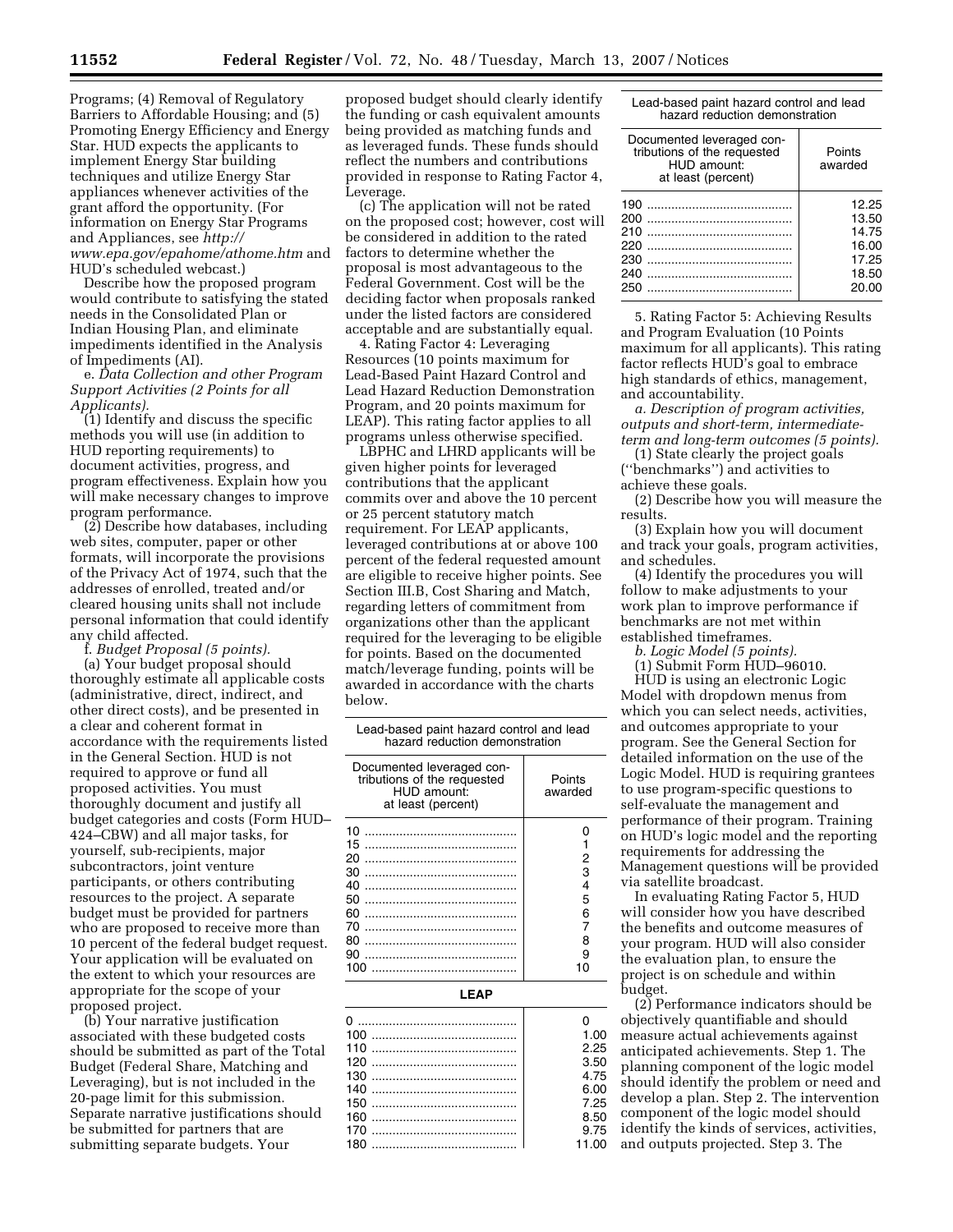Programs; (4) Removal of Regulatory Barriers to Affordable Housing; and (5) Promoting Energy Efficiency and Energy Star. HUD expects the applicants to implement Energy Star building techniques and utilize Energy Star appliances whenever activities of the grant afford the opportunity. (For information on Energy Star Programs and Appliances, see *http://www.epa.gov/epahome/athome.htm* and HUD's scheduled webcast.)

Describe how the proposed program would contribute to satisfying the stated needs in the Consolidated Plan or Indian Housing Plan, and eliminate impediments identified in the Analysis of Impediments (AI).

e. *Data Collection and other Program Support Activities (2 Points for all Applicants).*

(1) Identify and discuss the specific methods you will use (in addition to HUD reporting requirements) to document activities, progress, and program effectiveness. Explain how you will make necessary changes to improve program performance.

(2) Describe how databases, including web sites, computer, paper or other formats, will incorporate the provisions of the Privacy Act of 1974, such that the addresses of enrolled, treated and/or cleared housing units shall not include personal information that could identify any child affected.

f. *Budget Proposal (5 points).*

(a) Your budget proposal should thoroughly estimate all applicable costs (administrative, direct, indirect, and other direct costs), and be presented in a clear and coherent format in accordance with the requirements listed in the General Section. HUD is not required to approve or fund all proposed activities. You must thoroughly document and justify all budget categories and costs (Form HUD–424–CBW) and all major tasks, for yourself, sub-recipients, major subcontractors, joint venture participants, or others contributing resources to the project. A separate budget must be provided for partners who are proposed to receive more than 10 percent of the federal budget request. Your application will be evaluated on the extent to which your resources are appropriate for the scope of your proposed project.

(b) Your narrative justification associated with these budgeted costs should be submitted as part of the Total Budget (Federal Share, Matching and Leveraging), but is not included in the 20-page limit for this submission. Separate narrative justifications should be submitted for partners that are submitting separate budgets. Your proposed budget should clearly identify the funding or cash equivalent amounts being provided as matching funds and as leveraged funds. These funds should reflect the numbers and contributions provided in response to Rating Factor 4, Leverage.

(c) The application will not be rated on the proposed cost; however, cost will be considered in addition to the rated factors to determine whether the proposal is most advantageous to the Federal Government. Cost will be the deciding factor when proposals ranked under the listed factors are considered acceptable and are substantially equal.

4. Rating Factor 4: Leveraging Resources (10 points maximum for Lead-Based Paint Hazard Control and Lead Hazard Reduction Demonstration Program, and 20 points maximum for LEAP). This rating factor applies to all programs unless otherwise specified.

LBPHC and LHRD applicants will be given higher points for leveraged contributions that the applicant commits over and above the 10 percent or 25 percent statutory match requirement. For LEAP applicants, leveraged contributions at or above 100 percent of the federal requested amount are eligible to receive higher points. See Section III.B, Cost Sharing and Match, regarding letters of commitment from organizations other than the applicant required for the leveraging to be eligible for points. Based on the documented match/leverage funding, points will be awarded in accordance with the charts below.

Lead-based paint hazard control and lead hazard reduction demonstration

| Documented leveraged contributions of the requested HUD amount: at least (percent) | Points awarded |
|---|---|
| 10 | 0 |
| 15 | 1 |
| 20 | 2 |
| 30 | 3 |
| 40 | 4 |
| 50 | 5 |
| 60 | 6 |
| 70 | 7 |
| 80 | 8 |
| 90 | 9 |
| 100 | 10 |

**LEAP**

| Documented leveraged contributions of the requested HUD amount: at least (percent) | Points awarded |
|---|---|
| 0 | 0 |
| 100 | 1.00 |
| 110 | 2.25 |
| 120 | 3.50 |
| 130 | 4.75 |
| 140 | 6.00 |
| 150 | 7.25 |
| 160 | 8.50 |
| 170 | 9.75 |
| 180 | 11.00 |
| 190 | 12.25 |
| 200 | 13.50 |
| 210 | 14.75 |
| 220 | 16.00 |
| 230 | 17.25 |
| 240 | 18.50 |
| 250 | 20.00 |

5. Rating Factor 5: Achieving Results and Program Evaluation (10 Points maximum for all applicants). This rating factor reflects HUD's goal to embrace high standards of ethics, management, and accountability.

a. *Description of program activities, outputs and short-term, intermediate-term and long-term outcomes (5 points).*

(1) State clearly the project goals (''benchmarks'') and activities to achieve these goals.

(2) Describe how you will measure the results.

(3) Explain how you will document and track your goals, program activities, and schedules.

(4) Identify the procedures you will follow to make adjustments to your work plan to improve performance if benchmarks are not met within established timeframes.

b. *Logic Model (5 points).*

(1) Submit Form HUD–96010.

HUD is using an electronic Logic Model with dropdown menus from which you can select needs, activities, and outcomes appropriate to your program. See the General Section for detailed information on the use of the Logic Model. HUD is requiring grantees to use program-specific questions to self-evaluate the management and performance of their program. Training on HUD's logic model and the reporting requirements for addressing the Management questions will be provided via satellite broadcast.

In evaluating Rating Factor 5, HUD will consider how you have described the benefits and outcome measures of your program. HUD will also consider the evaluation plan, to ensure the project is on schedule and within budget.

(2) Performance indicators should be objectively quantifiable and should measure actual achievements against anticipated achievements. Step 1. The planning component of the logic model should identify the problem or need and develop a plan. Step 2. The intervention component of the logic model should identify the kinds of services, activities, and outputs projected. Step 3. The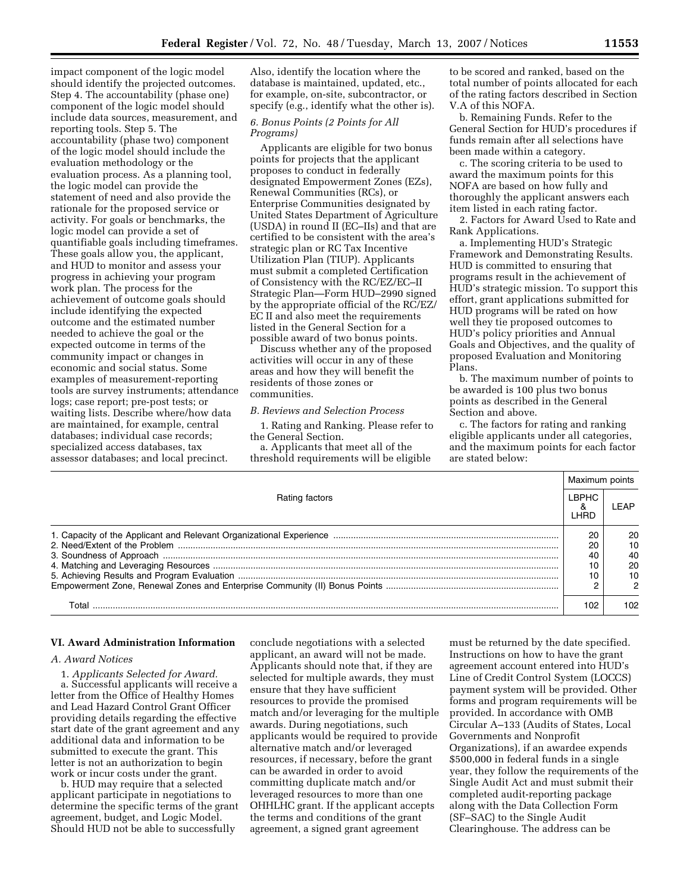impact component of the logic model should identify the projected outcomes. Step 4. The accountability (phase one) component of the logic model should include data sources, measurement, and reporting tools. Step 5. The accountability (phase two) component of the logic model should include the evaluation methodology or the evaluation process. As a planning tool, the logic model can provide the statement of need and also provide the rationale for the proposed service or activity. For goals or benchmarks, the logic model can provide a set of quantifiable goals including timeframes. These goals allow you, the applicant, and HUD to monitor and assess your progress in achieving your program work plan. The process for the achievement of outcome goals should include identifying the expected outcome and the estimated number needed to achieve the goal or the expected outcome in terms of the community impact or changes in economic and social status. Some examples of measurement-reporting tools are survey instruments; attendance logs; case report; pre-post tests; or waiting lists. Describe where/how data are maintained, for example, central databases; individual case records; specialized access databases, tax assessor databases; and local precinct. Also, identify the location where the database is maintained, updated, etc., for example, on-site, subcontractor, or specify (e.g., identify what the other is).

*6. Bonus Points (2 Points for All Programs)*

Applicants are eligible for two bonus points for projects that the applicant proposes to conduct in federally designated Empowerment Zones (EZs), Renewal Communities (RCs), or Enterprise Communities designated by United States Department of Agriculture (USDA) in round II (EC–IIs) and that are certified to be consistent with the area's strategic plan or RC Tax Incentive Utilization Plan (TIUP). Applicants must submit a completed Certification of Consistency with the RC/EZ/EC–II Strategic Plan—Form HUD–2990 signed by the appropriate official of the RC/EZ/EC II and also meet the requirements listed in the General Section for a possible award of two bonus points.

Discuss whether any of the proposed activities will occur in any of these areas and how they will benefit the residents of those zones or communities.

*B. Reviews and Selection Process*

1. Rating and Ranking. Please refer to the General Section.

a. Applicants that meet all of the threshold requirements will be eligible to be scored and ranked, based on the total number of points allocated for each of the rating factors described in Section V.A of this NOFA.

b. Remaining Funds. Refer to the General Section for HUD's procedures if funds remain after all selections have been made within a category.

c. The scoring criteria to be used to award the maximum points for this NOFA are based on how fully and thoroughly the applicant answers each item listed in each rating factor.

2. Factors for Award Used to Rate and Rank Applications.

a. Implementing HUD's Strategic Framework and Demonstrating Results. HUD is committed to ensuring that programs result in the achievement of HUD's strategic mission. To support this effort, grant applications submitted for HUD programs will be rated on how well they tie proposed outcomes to HUD's policy priorities and Annual Goals and Objectives, and the quality of proposed Evaluation and Monitoring Plans.

b. The maximum number of points to be awarded is 100 plus two bonus points as described in the General Section and above.

c. The factors for rating and ranking eligible applicants under all categories, and the maximum points for each factor are stated below:

| Rating factors | Maximum points | |
|---|---|---|
| | LBPHC & LHRD | LEAP |
| 1. Capacity of the Applicant and Relevant Organizational Experience | 20 | 20 |
| 2. Need/Extent of the Problem | 20 | 10 |
| 3. Soundness of Approach | 40 | 40 |
| 4. Matching and Leveraging Resources | 10 | 20 |
| 5. Achieving Results and Program Evaluation | 10 | 10 |
| Empowerment Zone, Renewal Zones and Enterprise Community (II) Bonus Points | 2 | 2 |
| Total | 102 | 102 |

## VI. Award Administration Information

*A. Award Notices*

1. *Applicants Selected for Award.*

a. Successful applicants will receive a letter from the Office of Healthy Homes and Lead Hazard Control Grant Officer providing details regarding the effective start date of the grant agreement and any additional data and information to be submitted to execute the grant. This letter is not an authorization to begin work or incur costs under the grant.

b. HUD may require that a selected applicant participate in negotiations to determine the specific terms of the grant agreement, budget, and Logic Model. Should HUD not be able to successfully conclude negotiations with a selected applicant, an award will not be made. Applicants should note that, if they are selected for multiple awards, they must ensure that they have sufficient resources to provide the promised match and/or leveraging for the multiple awards. During negotiations, such applicants would be required to provide alternative match and/or leveraged resources, if necessary, before the grant can be awarded in order to avoid committing duplicate match and/or leveraged resources to more than one OHHLHC grant. If the applicant accepts the terms and conditions of the grant agreement, a signed grant agreement must be returned by the date specified. Instructions on how to have the grant agreement account entered into HUD's Line of Credit Control System (LOCCS) payment system will be provided. Other forms and program requirements will be provided. In accordance with OMB Circular A–133 (Audits of States, Local Governments and Nonprofit Organizations), if an awardee expends $500,000 in federal funds in a single year, they follow the requirements of the Single Audit Act and must submit their completed audit-reporting package along with the Data Collection Form (SF–SAC) to the Single Audit Clearinghouse. The address can be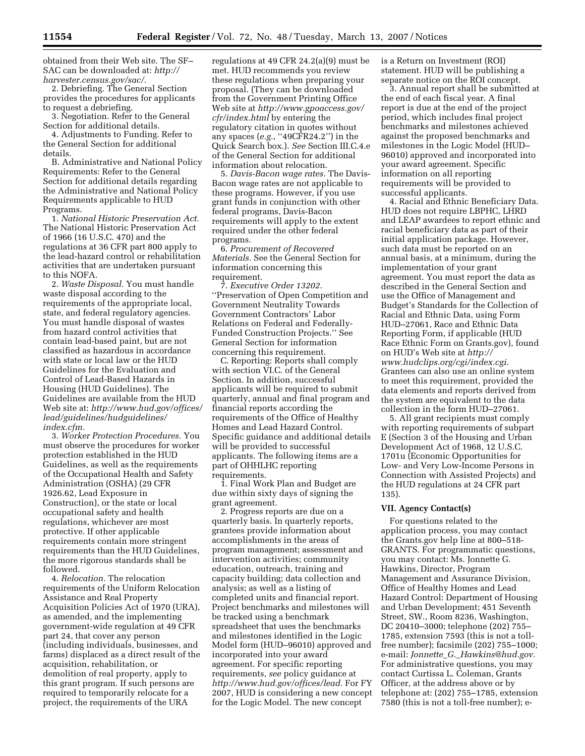obtained from their Web site. The SF–SAC can be downloaded at: *http://harvester.census.gov/sac/.*

2. Debriefing. The General Section provides the procedures for applicants to request a debriefing.

3. Negotiation. Refer to the General Section for additional details.

4. Adjustments to Funding. Refer to the General Section for additional details.

B. Administrative and National Policy Requirements: Refer to the General Section for additional details regarding the Administrative and National Policy Requirements applicable to HUD Programs.

1. *National Historic Preservation Act.* The National Historic Preservation Act of 1966 (16 U.S.C. 470) and the regulations at 36 CFR part 800 apply to the lead-hazard control or rehabilitation activities that are undertaken pursuant to this NOFA.

2. *Waste Disposal.* You must handle waste disposal according to the requirements of the appropriate local, state, and federal regulatory agencies. You must handle disposal of wastes from hazard control activities that contain lead-based paint, but are not classified as hazardous in accordance with state or local law or the HUD Guidelines for the Evaluation and Control of Lead-Based Hazards in Housing (HUD Guidelines). The Guidelines are available from the HUD Web site at: *http://www.hud.gov/offices/lead/guidelines/hudguidelines/index.cfm.*

3. *Worker Protection Procedures.* You must observe the procedures for worker protection established in the HUD Guidelines, as well as the requirements of the Occupational Health and Safety Administration (OSHA) (29 CFR 1926.62, Lead Exposure in Construction), or the state or local occupational safety and health regulations, whichever are most protective. If other applicable requirements contain more stringent requirements than the HUD Guidelines, the more rigorous standards shall be followed.

4. *Relocation.* The relocation requirements of the Uniform Relocation Assistance and Real Property Acquisition Policies Act of 1970 (URA), as amended, and the implementing government-wide regulation at 49 CFR part 24, that cover any person (including individuals, businesses, and farms) displaced as a direct result of the acquisition, rehabilitation, or demolition of real property, apply to this grant program. If such persons are required to temporarily relocate for a project, the requirements of the URA regulations at 49 CFR 24.2(a)(9) must be met. HUD recommends you review these regulations when preparing your proposal. (They can be downloaded from the Government Printing Office Web site at *http://www.gpoaccess.gov/cfr/index.html* by entering the regulatory citation in quotes without any spaces (*e.g.*, ''49CFR24.2'') in the Quick Search box.). *See* Section III.C.4.e of the General Section for additional information about relocation.

5. *Davis-Bacon wage rates.* The Davis-Bacon wage rates are not applicable to these programs. However, if you use grant funds in conjunction with other federal programs, Davis-Bacon requirements will apply to the extent required under the other federal programs.

6. *Procurement of Recovered Materials.* See the General Section for information concerning this requirement.

7. *Executive Order 13202.* ''Preservation of Open Competition and Government Neutrality Towards Government Contractors' Labor Relations on Federal and Federally-Funded Construction Projects.'' See General Section for information concerning this requirement.

C. Reporting: Reports shall comply with section VI.C. of the General Section. In addition, successful applicants will be required to submit quarterly, annual and final program and financial reports according the requirements of the Office of Healthy Homes and Lead Hazard Control. Specific guidance and additional details will be provided to successful applicants. The following items are a part of OHHLHC reporting requirements.

1. Final Work Plan and Budget are due within sixty days of signing the grant agreement.

2. Progress reports are due on a quarterly basis. In quarterly reports, grantees provide information about accomplishments in the areas of program management; assessment and intervention activities; community education, outreach, training and capacity building; data collection and analysis; as well as a listing of completed units and financial report. Project benchmarks and milestones will be tracked using a benchmark spreadsheet that uses the benchmarks and milestones identified in the Logic Model form (HUD–96010) approved and incorporated into your award agreement. For specific reporting requirements, *see* policy guidance at *http://www.hud.gov/offices/lead.* For FY 2007, HUD is considering a new concept for the Logic Model. The new concept is a Return on Investment (ROI) statement. HUD will be publishing a separate notice on the ROI concept.

3. Annual report shall be submitted at the end of each fiscal year. A final report is due at the end of the project period, which includes final project benchmarks and milestones achieved against the proposed benchmarks and milestones in the Logic Model (HUD–96010) approved and incorporated into your award agreement. Specific information on all reporting requirements will be provided to successful applicants.

4. Racial and Ethnic Beneficiary Data. HUD does not require LBPHC, LHRD and LEAP awardees to report ethnic and racial beneficiary data as part of their initial application package. However, such data must be reported on an annual basis, at a minimum, during the implementation of your grant agreement. You must report the data as described in the General Section and use the Office of Management and Budget's Standards for the Collection of Racial and Ethnic Data, using Form HUD–27061, Race and Ethnic Data Reporting Form, if applicable (HUD Race Ethnic Form on Grants.gov), found on HUD's Web site at *http://www.hudclips.org/cgi/index.cgi.* Grantees can also use an online system to meet this requirement, provided the data elements and reports derived from the system are equivalent to the data collection in the form HUD–27061.

5. All grant recipients must comply with reporting requirements of subpart E (Section 3 of the Housing and Urban Development Act of 1968, 12 U.S.C. 1701u (Economic Opportunities for Low- and Very Low-Income Persons in Connection with Assisted Projects) and the HUD regulations at 24 CFR part 135).

## VII. Agency Contact(s)

For questions related to the application process, you may contact the Grants.gov help line at 800–518-GRANTS. For programmatic questions, you may contact: Ms. Jonnette G. Hawkins, Director, Program Management and Assurance Division, Office of Healthy Homes and Lead Hazard Control: Department of Housing and Urban Development; 451 Seventh Street, SW., Room 8236, Washington, DC 20410–3000; telephone (202) 755–1785, extension 7593 (this is not a toll-free number); facsimile (202) 755–1000; e-mail: *Jonnette_G._Hawkins@hud.gov.* For administrative questions, you may contact Curtissa L. Coleman, Grants Officer, at the address above or by telephone at: (202) 755–1785, extension 7580 (this is not a toll-free number); e-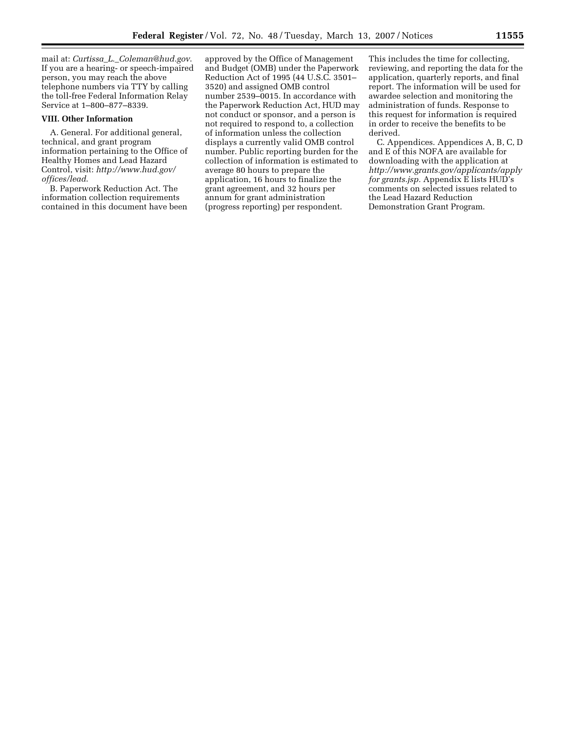mail at: *Curtissa_L._Coleman@hud.gov*. If you are a hearing- or speech-impaired person, you may reach the above telephone numbers via TTY by calling the toll-free Federal Information Relay Service at 1–800–877–8339.

**VIII. Other Information**

A. General. For additional general, technical, and grant program information pertaining to the Office of Healthy Homes and Lead Hazard Control, visit: *http://www.hud.gov/offices/lead*.

B. Paperwork Reduction Act. The information collection requirements contained in this document have been approved by the Office of Management and Budget (OMB) under the Paperwork Reduction Act of 1995 (44 U.S.C. 3501–3520) and assigned OMB control number 2539–0015. In accordance with the Paperwork Reduction Act, HUD may not conduct or sponsor, and a person is not required to respond to, a collection of information unless the collection displays a currently valid OMB control number. Public reporting burden for the collection of information is estimated to average 80 hours to prepare the application, 16 hours to finalize the grant agreement, and 32 hours per annum for grant administration (progress reporting) per respondent. This includes the time for collecting, reviewing, and reporting the data for the application, quarterly reports, and final report. The information will be used for awardee selection and monitoring the administration of funds. Response to this request for information is required in order to receive the benefits to be derived.

C. Appendices. Appendices A, B, C, D and E of this NOFA are available for downloading with the application at *http://www.grants.gov/applicants/apply for grants.jsp*. Appendix E lists HUD's comments on selected issues related to the Lead Hazard Reduction Demonstration Grant Program.